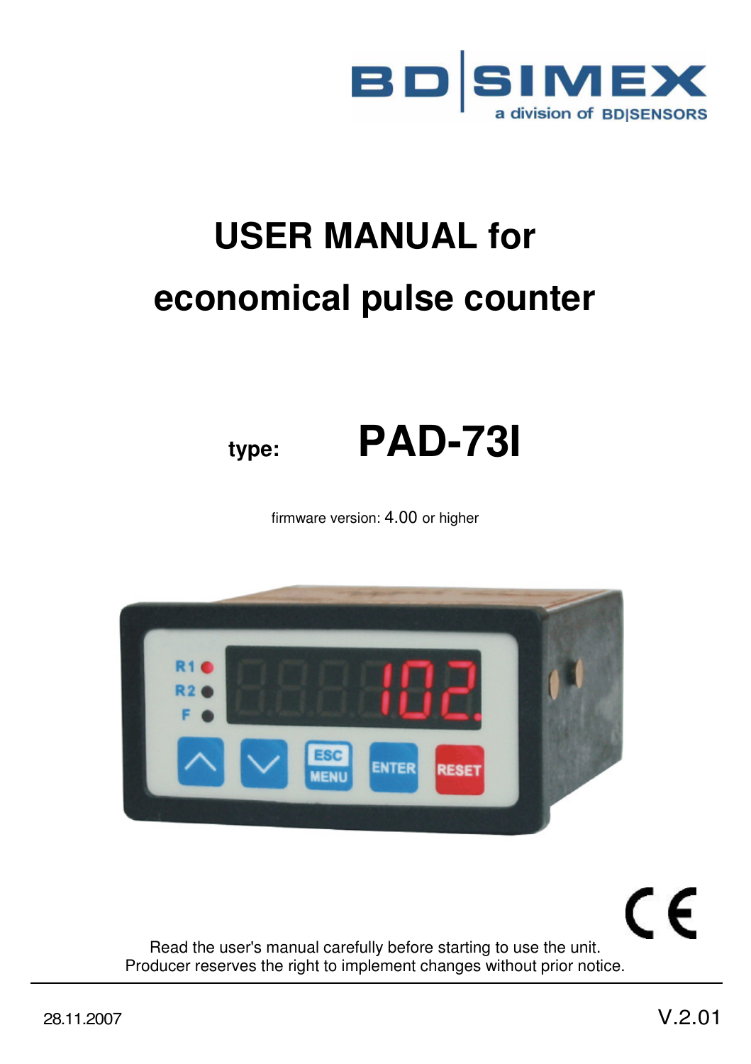# USER MANUAL for economical pulse counter

**type: PAD-73I**

firmware version: 4.00 or higher

Read the user's manual carefully before starting to use the unit.
Producer reserves the right to implement changes without prior notice.

28.11.2007

V.2.01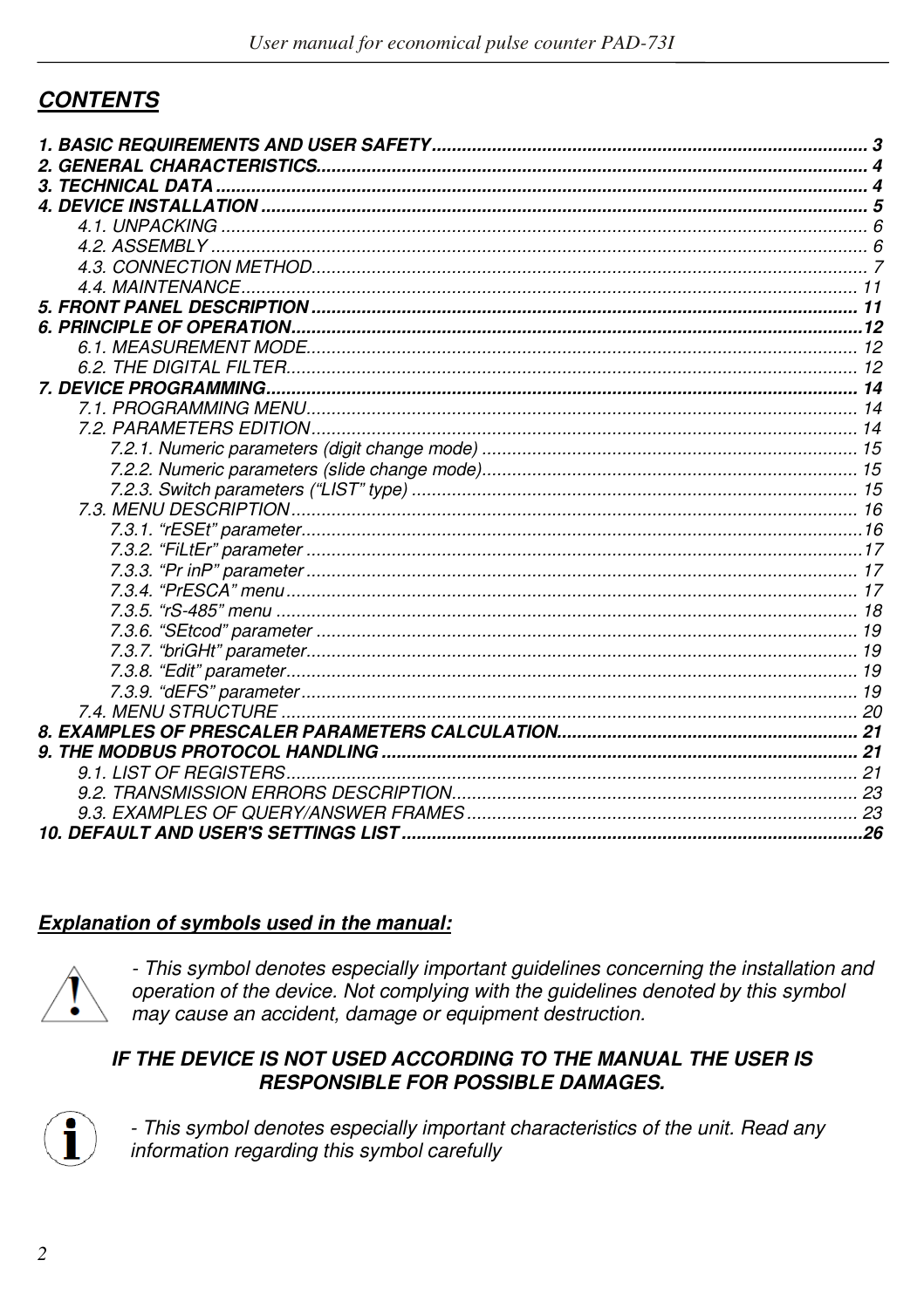## *CONTENTS*

***1. BASIC REQUIREMENTS AND USER SAFETY ... 3***
***2. GENERAL CHARACTERISTICS... 4***
***3. TECHNICAL DATA ... 4***
***4. DEVICE INSTALLATION ... 5***
*4.1. UNPACKING ... 6*
*4.2. ASSEMBLY ... 6*
*4.3. CONNECTION METHOD... 7*
*4.4. MAINTENANCE... 11*
***5. FRONT PANEL DESCRIPTION ... 11***
***6. PRINCIPLE OF OPERATION... 12***
*6.1. MEASUREMENT MODE... 12*
*6.2. THE DIGITAL FILTER... 12*
***7. DEVICE PROGRAMMING... 14***
*7.1. PROGRAMMING MENU... 14*
*7.2. PARAMETERS EDITION... 14*
*7.2.1. Numeric parameters (digit change mode) ... 15*
*7.2.2. Numeric parameters (slide change mode)... 15*
*7.2.3. Switch parameters (“LIST” type) ... 15*
*7.3. MENU DESCRIPTION... 16*
*7.3.1. “rESEt” parameter... 16*
*7.3.2. “FiLtEr” parameter ... 17*
*7.3.3. “Pr inP” parameter ... 17*
*7.3.4. “PrESCA” menu... 17*
*7.3.5. “rS-485” menu ... 18*
*7.3.6. “SEtcod” parameter ... 19*
*7.3.7. “briGHt” parameter... 19*
*7.3.8. “Edit” parameter... 19*
*7.3.9. “dEFS” parameter ... 19*
*7.4. MENU STRUCTURE ... 20*
***8. EXAMPLES OF PRESCALER PARAMETERS CALCULATION... 21***
***9. THE MODBUS PROTOCOL HANDLING ... 21***
*9.1. LIST OF REGISTERS... 21*
*9.2. TRANSMISSION ERRORS DESCRIPTION... 23*
*9.3. EXAMPLES OF QUERY/ANSWER FRAMES ... 23*
***10. DEFAULT AND USER'S SETTINGS LIST ... 26***

***Explanation of symbols used in the manual:***

*- This symbol denotes especially important guidelines concerning the installation and operation of the device. Not complying with the guidelines denoted by this symbol may cause an accident, damage or equipment destruction.*

***IF THE DEVICE IS NOT USED ACCORDING TO THE MANUAL THE USER IS RESPONSIBLE FOR POSSIBLE DAMAGES.***

*- This symbol denotes especially important characteristics of the unit. Read any information regarding this symbol carefully*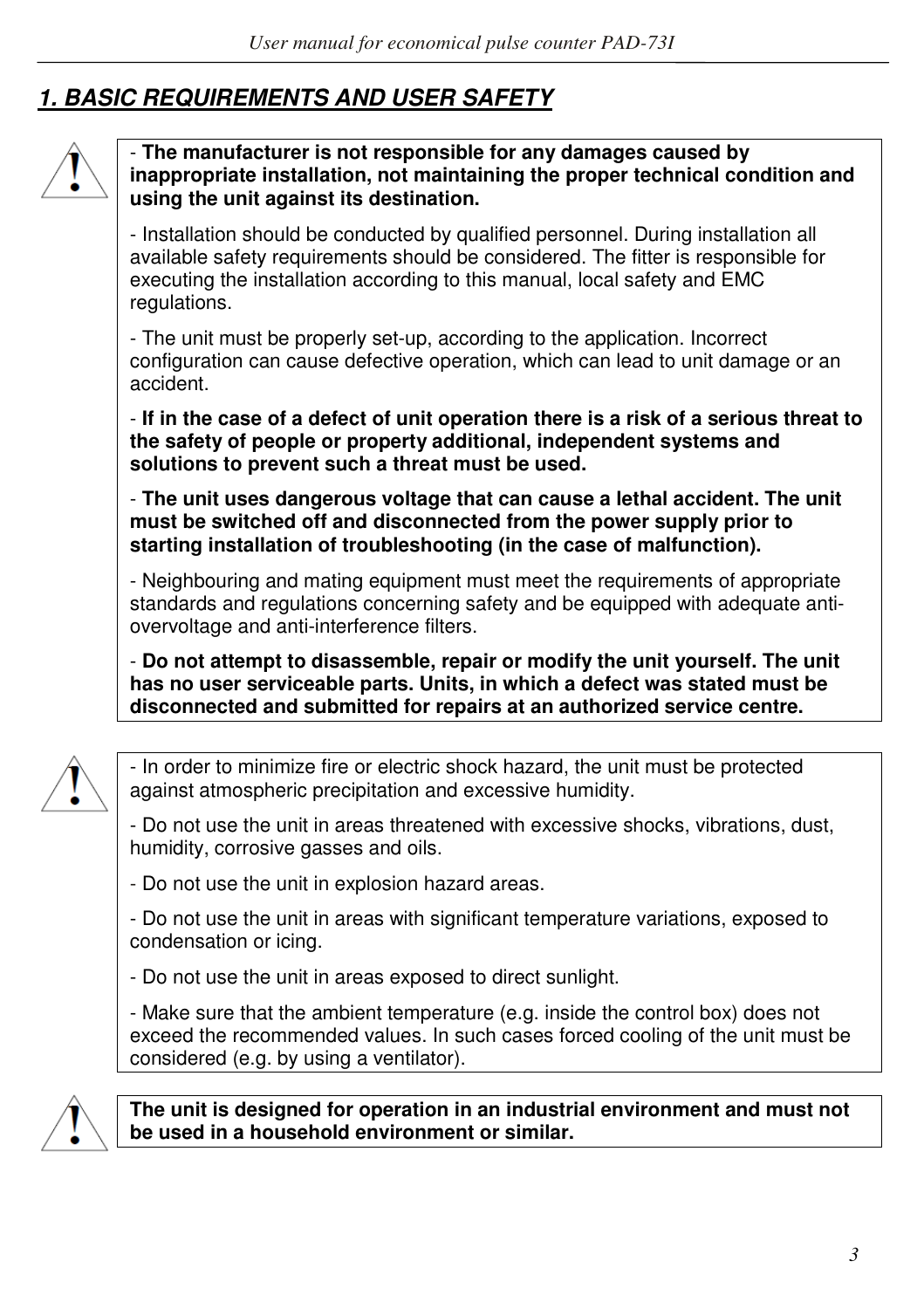## *1. BASIC REQUIREMENTS AND USER SAFETY*

- **The manufacturer is not responsible for any damages caused by inappropriate installation, not maintaining the proper technical condition and using the unit against its destination.**

- Installation should be conducted by qualified personnel. During installation all available safety requirements should be considered. The fitter is responsible for executing the installation according to this manual, local safety and EMC regulations.

- The unit must be properly set-up, according to the application. Incorrect configuration can cause defective operation, which can lead to unit damage or an accident.

- **If in the case of a defect of unit operation there is a risk of a serious threat to the safety of people or property additional, independent systems and solutions to prevent such a threat must be used.**

- **The unit uses dangerous voltage that can cause a lethal accident. The unit must be switched off and disconnected from the power supply prior to starting installation of troubleshooting (in the case of malfunction).**

- Neighbouring and mating equipment must meet the requirements of appropriate standards and regulations concerning safety and be equipped with adequate anti-overvoltage and anti-interference filters.

- **Do not attempt to disassemble, repair or modify the unit yourself. The unit has no user serviceable parts. Units, in which a defect was stated must be disconnected and submitted for repairs at an authorized service centre.**

- In order to minimize fire or electric shock hazard, the unit must be protected against atmospheric precipitation and excessive humidity.

- Do not use the unit in areas threatened with excessive shocks, vibrations, dust, humidity, corrosive gasses and oils.

- Do not use the unit in explosion hazard areas.

- Do not use the unit in areas with significant temperature variations, exposed to condensation or icing.

- Do not use the unit in areas exposed to direct sunlight.

- Make sure that the ambient temperature (e.g. inside the control box) does not exceed the recommended values. In such cases forced cooling of the unit must be considered (e.g. by using a ventilator).

**The unit is designed for operation in an industrial environment and must not be used in a household environment or similar.**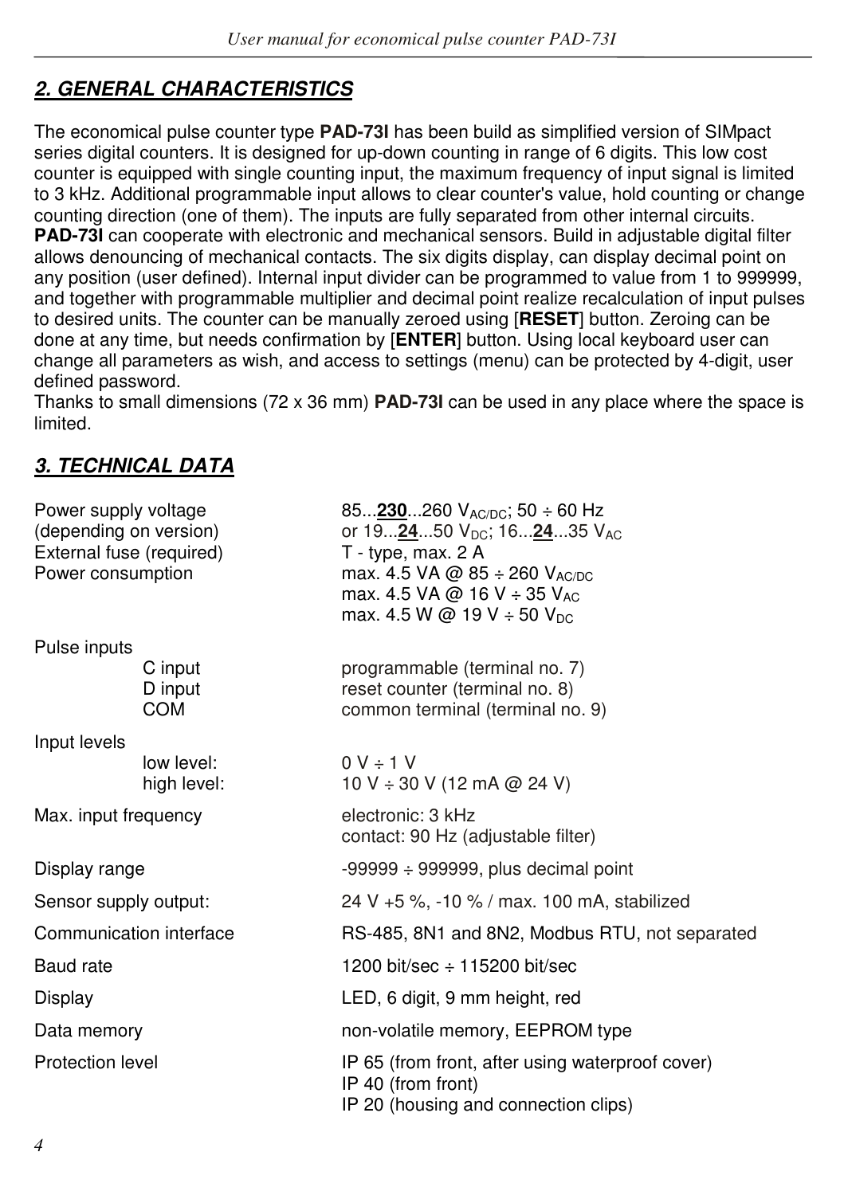## *2. GENERAL CHARACTERISTICS*

The economical pulse counter type **PAD-73I** has been build as simplified version of SIMpact series digital counters. It is designed for up-down counting in range of 6 digits. This low cost counter is equipped with single counting input, the maximum frequency of input signal is limited to 3 kHz. Additional programmable input allows to clear counter's value, hold counting or change counting direction (one of them). The inputs are fully separated from other internal circuits. **PAD-73I** can cooperate with electronic and mechanical sensors. Build in adjustable digital filter allows denouncing of mechanical contacts. The six digits display, can display decimal point on any position (user defined). Internal input divider can be programmed to value from 1 to 999999, and together with programmable multiplier and decimal point realize recalculation of input pulses to desired units. The counter can be manually zeroed using [**RESET**] button. Zeroing can be done at any time, but needs confirmation by [**ENTER**] button. Using local keyboard user can change all parameters as wish, and access to settings (menu) can be protected by 4-digit, user defined password.
Thanks to small dimensions (72 x 36 mm) **PAD-73I** can be used in any place where the space is limited.

## *3. TECHNICAL DATA*

| | |
|---|---|
| Power supply voltage (depending on version) | 85...**230**...260 $V_{AC/DC}$; 50 ÷ 60 Hz<br>or 19...**24**...50 $V_{DC}$; 16...**24**...35 $V_{AC}$ |
| External fuse (required) | T - type, max. 2 A |
| Power consumption | max. 4.5 VA @ 85 ÷ 260 $V_{AC/DC}$<br>max. 4.5 VA @ 16 V ÷ 35 $V_{AC}$<br>max. 4.5 W @ 19 V ÷ 50 $V_{DC}$ |
| Pulse inputs | |
| C input | programmable (terminal no. 7) |
| D input | reset counter (terminal no. 8) |
| COM | common terminal (terminal no. 9) |
| Input levels | |
| low level: | 0 V ÷ 1 V |
| high level: | 10 V ÷ 30 V (12 mA @ 24 V) |
| Max. input frequency | electronic: 3 kHz<br>contact: 90 Hz (adjustable filter) |
| Display range | -99999 ÷ 999999, plus decimal point |
| Sensor supply output: | 24 V +5 %, -10 % / max. 100 mA, stabilized |
| Communication interface | RS-485, 8N1 and 8N2, Modbus RTU, not separated |
| Baud rate | 1200 bit/sec ÷ 115200 bit/sec |
| Display | LED, 6 digit, 9 mm height, red |
| Data memory | non-volatile memory, EEPROM type |
| Protection level | IP 65 (from front, after using waterproof cover)<br>IP 40 (from front)<br>IP 20 (housing and connection clips) |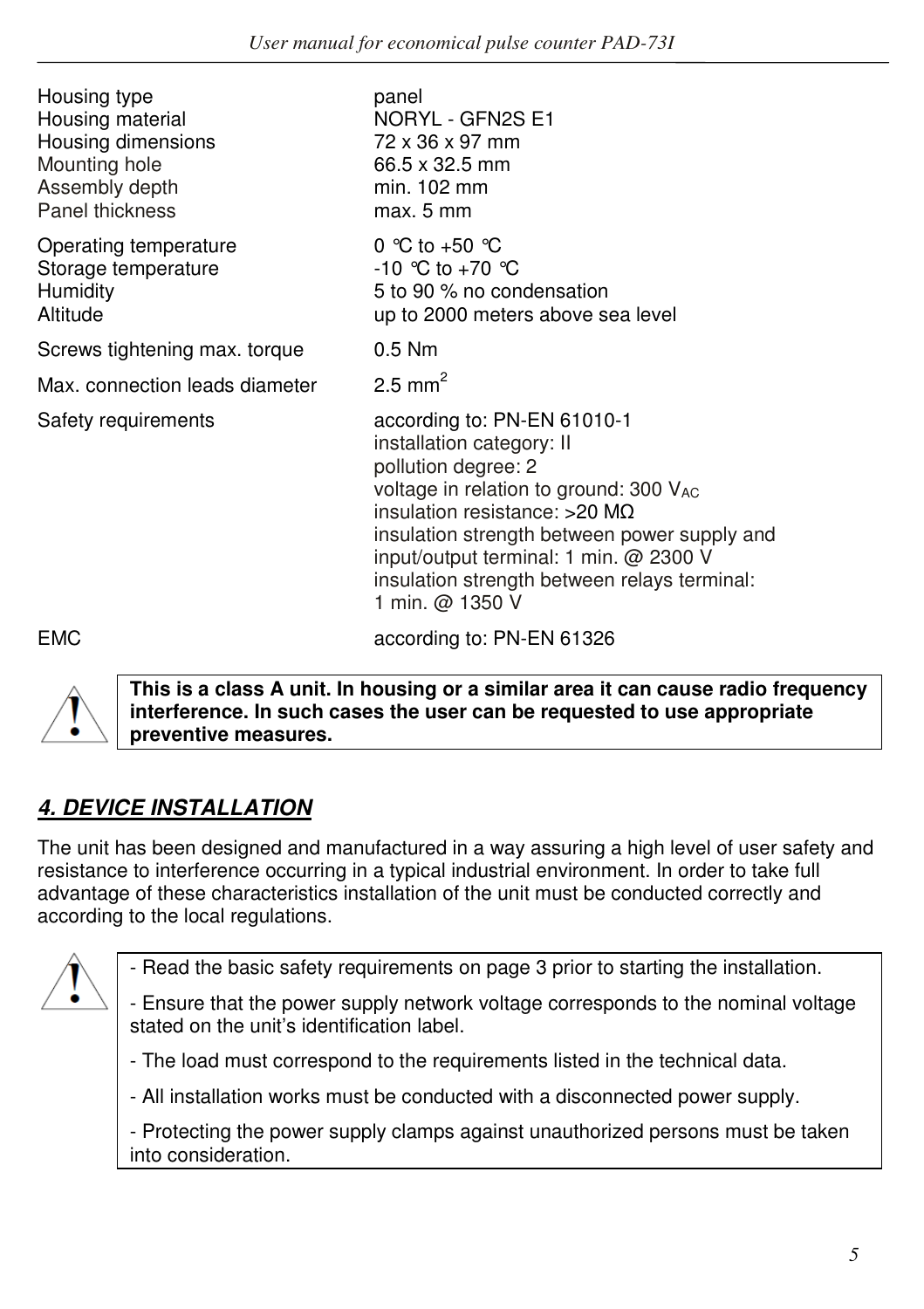| | |
|---|---|
| Housing type | panel |
| Housing material | NORYL - GFN2S E1 |
| Housing dimensions | 72 x 36 x 97 mm |
| Mounting hole | 66.5 x 32.5 mm |
| Assembly depth | min. 102 mm |
| Panel thickness | max. 5 mm |
| Operating temperature | 0 °C to +50 °C |
| Storage temperature | -10 °C to +70 °C |
| Humidity | 5 to 90 % no condensation |
| Altitude | up to 2000 meters above sea level |
| Screws tightening max. torque | 0.5 Nm |
| Max. connection leads diameter | 2.5 $mm^2$ |
| Safety requirements | according to: PN-EN 61010-1<br>installation category: II<br>pollution degree: 2<br>voltage in relation to ground: 300 $V_{AC}$<br>insulation resistance: >20 MΩ<br>insulation strength between power supply and input/output terminal: 1 min. @ 2300 V<br>insulation strength between relays terminal: 1 min. @ 1350 V |
| EMC | according to: PN-EN 61326 |

> **This is a class A unit. In housing or a similar area it can cause radio frequency interference. In such cases the user can be requested to use appropriate preventive measures.**

## *4. DEVICE INSTALLATION*

The unit has been designed and manufactured in a way assuring a high level of user safety and resistance to interference occurring in a typical industrial environment. In order to take full advantage of these characteristics installation of the unit must be conducted correctly and according to the local regulations.

> - Read the basic safety requirements on page 3 prior to starting the installation.
> - Ensure that the power supply network voltage corresponds to the nominal voltage stated on the unit's identification label.
> - The load must correspond to the requirements listed in the technical data.
> - All installation works must be conducted with a disconnected power supply.
> - Protecting the power supply clamps against unauthorized persons must be taken into consideration.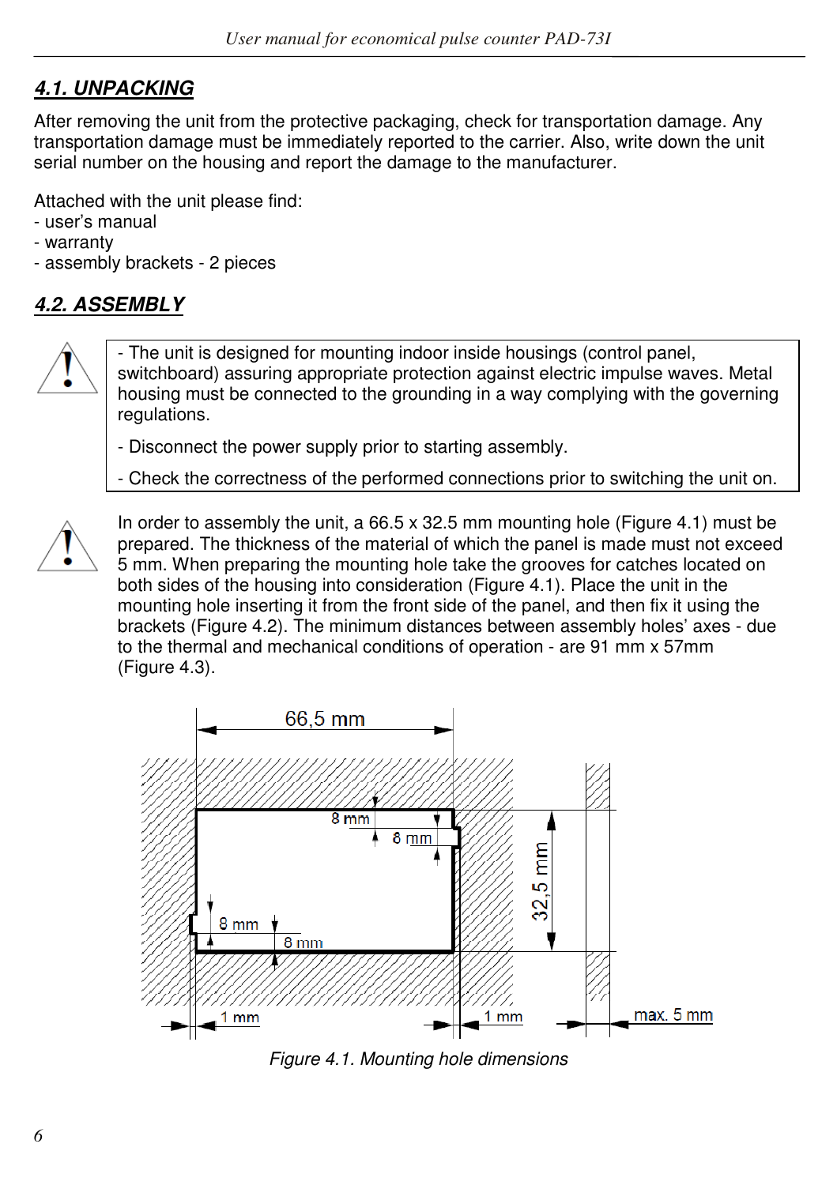## 4.1. UNPACKING

After removing the unit from the protective packaging, check for transportation damage. Any transportation damage must be immediately reported to the carrier. Also, write down the unit serial number on the housing and report the damage to the manufacturer.

Attached with the unit please find:
- user's manual
- warranty
- assembly brackets - 2 pieces

## 4.2. ASSEMBLY

- The unit is designed for mounting indoor inside housings (control panel, switchboard) assuring appropriate protection against electric impulse waves. Metal housing must be connected to the grounding in a way complying with the governing regulations.

- Disconnect the power supply prior to starting assembly.

- Check the correctness of the performed connections prior to switching the unit on.

In order to assembly the unit, a 66.5 x 32.5 mm mounting hole (Figure 4.1) must be prepared. The thickness of the material of which the panel is made must not exceed 5 mm. When preparing the mounting hole take the grooves for catches located on both sides of the housing into consideration (Figure 4.1). Place the unit in the mounting hole inserting it from the front side of the panel, and then fix it using the brackets (Figure 4.2). The minimum distances between assembly holes' axes - due to the thermal and mechanical conditions of operation - are 91 mm x 57mm (Figure 4.3).

66,5 mm
8 mm
8 mm
32,5 mm
8 mm
8 mm
1 mm
1 mm
max. 5 mm

*Figure 4.1. Mounting hole dimensions*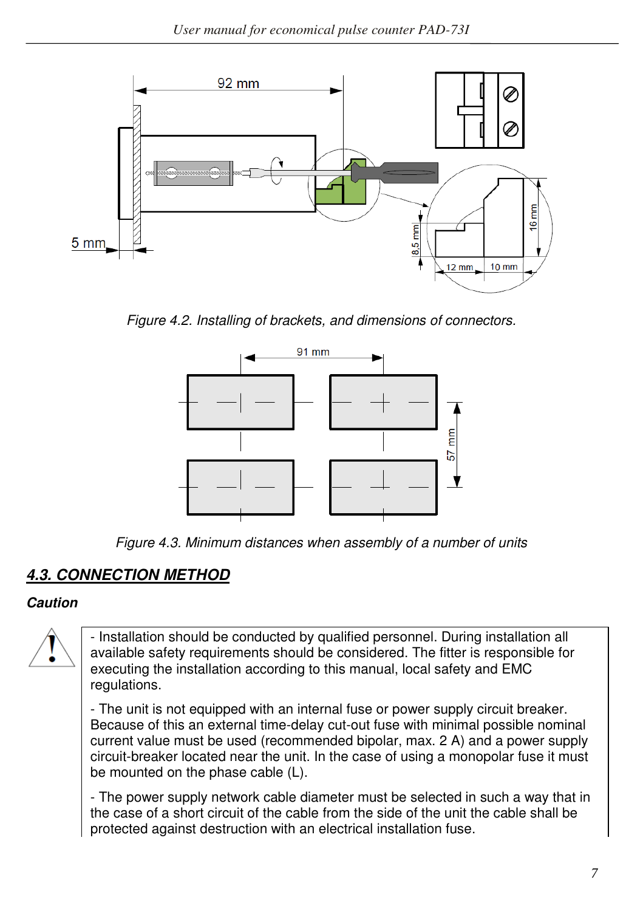Figure 4.2. Installing of brackets, and dimensions of connectors.

Figure 4.3. Minimum distances when assembly of a number of units

## 4.3. CONNECTION METHOD

### Caution

- Installation should be conducted by qualified personnel. During installation all available safety requirements should be considered. The fitter is responsible for executing the installation according to this manual, local safety and EMC regulations.

- The unit is not equipped with an internal fuse or power supply circuit breaker. Because of this an external time-delay cut-out fuse with minimal possible nominal current value must be used (recommended bipolar, max. 2 A) and a power supply circuit-breaker located near the unit. In the case of using a monopolar fuse it must be mounted on the phase cable (L).

- The power supply network cable diameter must be selected in such a way that in the case of a short circuit of the cable from the side of the unit the cable shall be protected against destruction with an electrical installation fuse.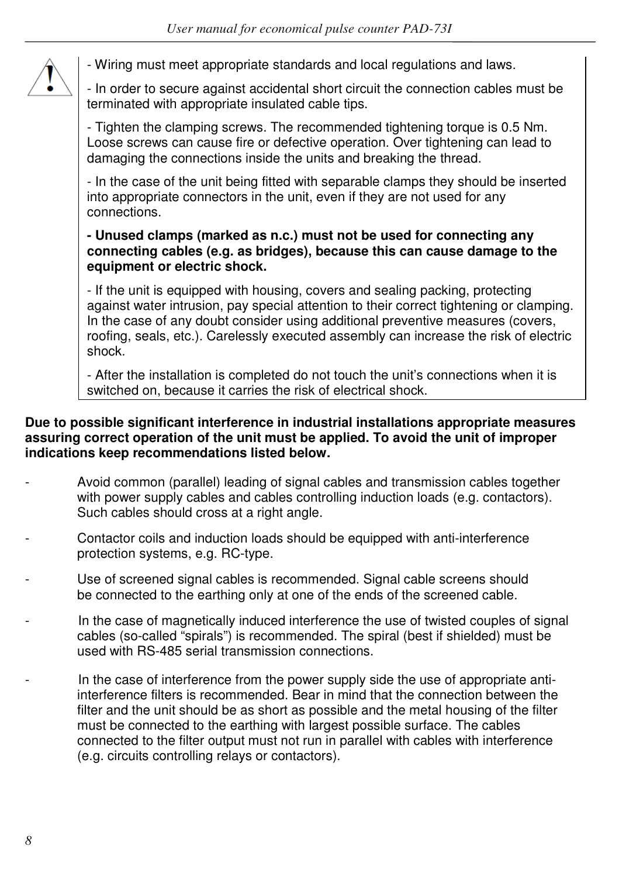- Wiring must meet appropriate standards and local regulations and laws.

- In order to secure against accidental short circuit the connection cables must be terminated with appropriate insulated cable tips.

- Tighten the clamping screws. The recommended tightening torque is 0.5 Nm. Loose screws can cause fire or defective operation. Over tightening can lead to damaging the connections inside the units and breaking the thread.

- In the case of the unit being fitted with separable clamps they should be inserted into appropriate connectors in the unit, even if they are not used for any connections.

**- Unused clamps (marked as n.c.) must not be used for connecting any connecting cables (e.g. as bridges), because this can cause damage to the equipment or electric shock.**

- If the unit is equipped with housing, covers and sealing packing, protecting against water intrusion, pay special attention to their correct tightening or clamping. In the case of any doubt consider using additional preventive measures (covers, roofing, seals, etc.). Carelessly executed assembly can increase the risk of electric shock.

- After the installation is completed do not touch the unit's connections when it is switched on, because it carries the risk of electrical shock.

**Due to possible significant interference in industrial installations appropriate measures assuring correct operation of the unit must be applied. To avoid the unit of improper indications keep recommendations listed below.**

- Avoid common (parallel) leading of signal cables and transmission cables together with power supply cables and cables controlling induction loads (e.g. contactors). Such cables should cross at a right angle.
- Contactor coils and induction loads should be equipped with anti-interference protection systems, e.g. RC-type.
- Use of screened signal cables is recommended. Signal cable screens should be connected to the earthing only at one of the ends of the screened cable.
- In the case of magnetically induced interference the use of twisted couples of signal cables (so-called "spirals") is recommended. The spiral (best if shielded) must be used with RS-485 serial transmission connections.
- In the case of interference from the power supply side the use of appropriate anti-interference filters is recommended. Bear in mind that the connection between the filter and the unit should be as short as possible and the metal housing of the filter must be connected to the earthing with largest possible surface. The cables connected to the filter output must not run in parallel with cables with interference (e.g. circuits controlling relays or contactors).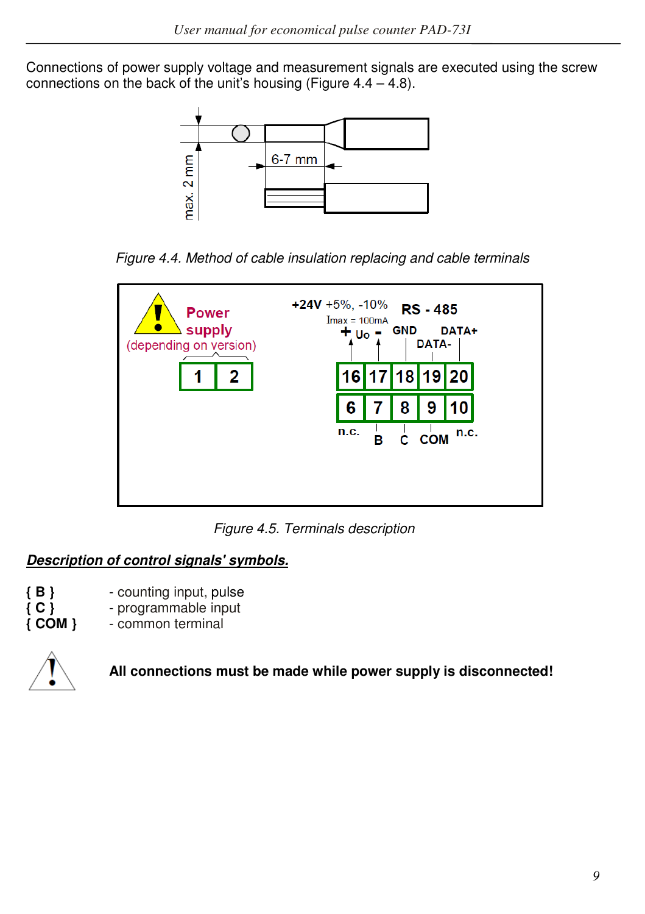Connections of power supply voltage and measurement signals are executed using the screw connections on the back of the unit's housing (Figure 4.4 – 4.8).

*Figure 4.4. Method of cable insulation replacing and cable terminals*

*Figure 4.5. Terminals description*

***Description of control signals' symbols.***

- **{ B }** - counting input, pulse
- **{ C }** - programmable input
- **{ COM }** - common terminal

**All connections must be made while power supply is disconnected!**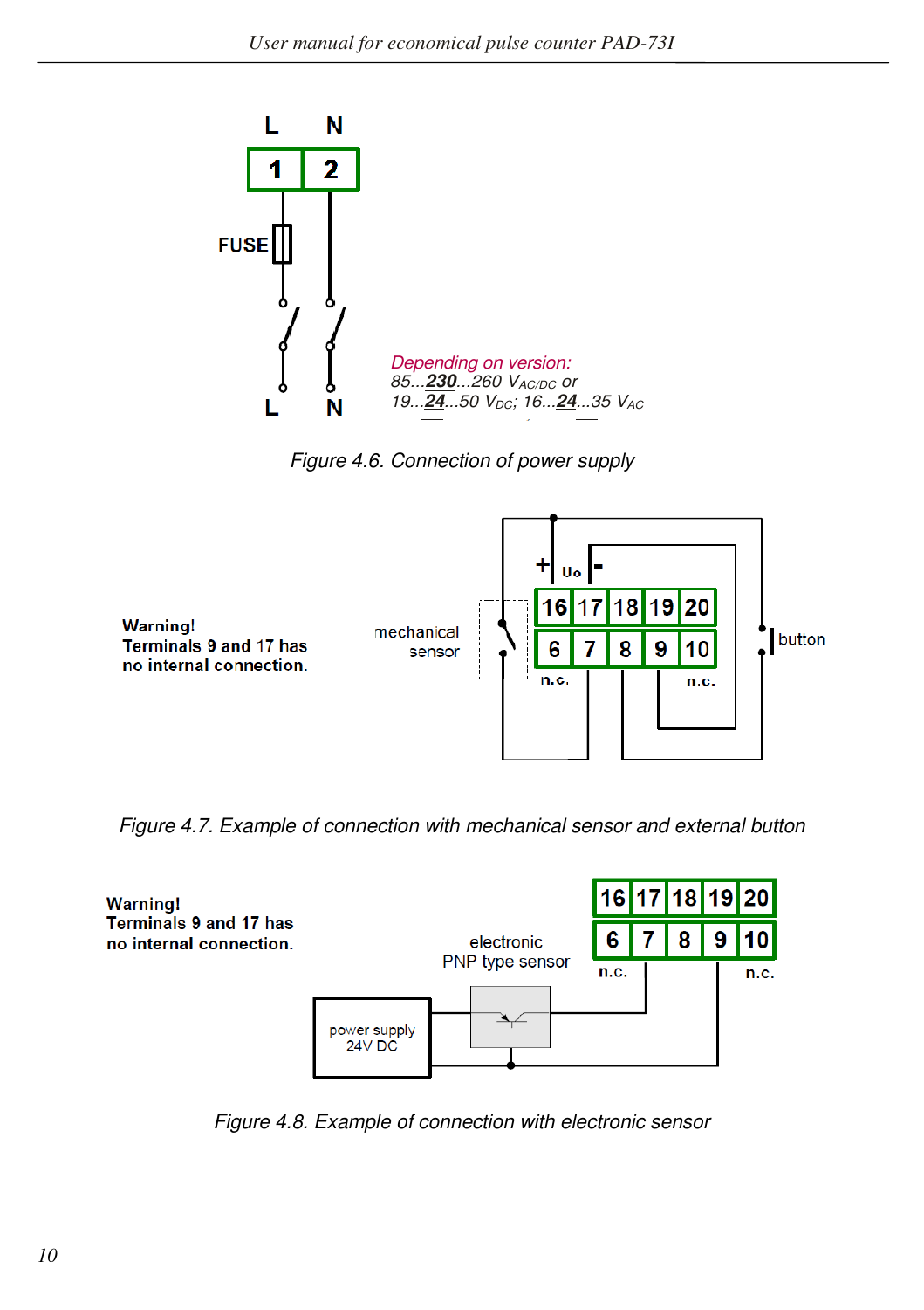Depending on version:
85...**230**...260 $V_{AC/DC}$ or
19...**24**...50 $V_{DC}$; 16...**24**...35 $V_{AC}$

*Figure 4.6. Connection of power supply*

**Warning!**
**Terminals 9 and 17 has no internal connection.**

*Figure 4.7. Example of connection with mechanical sensor and external button*

**Warning!**
**Terminals 9 and 17 has no internal connection.**

*Figure 4.8. Example of connection with electronic sensor*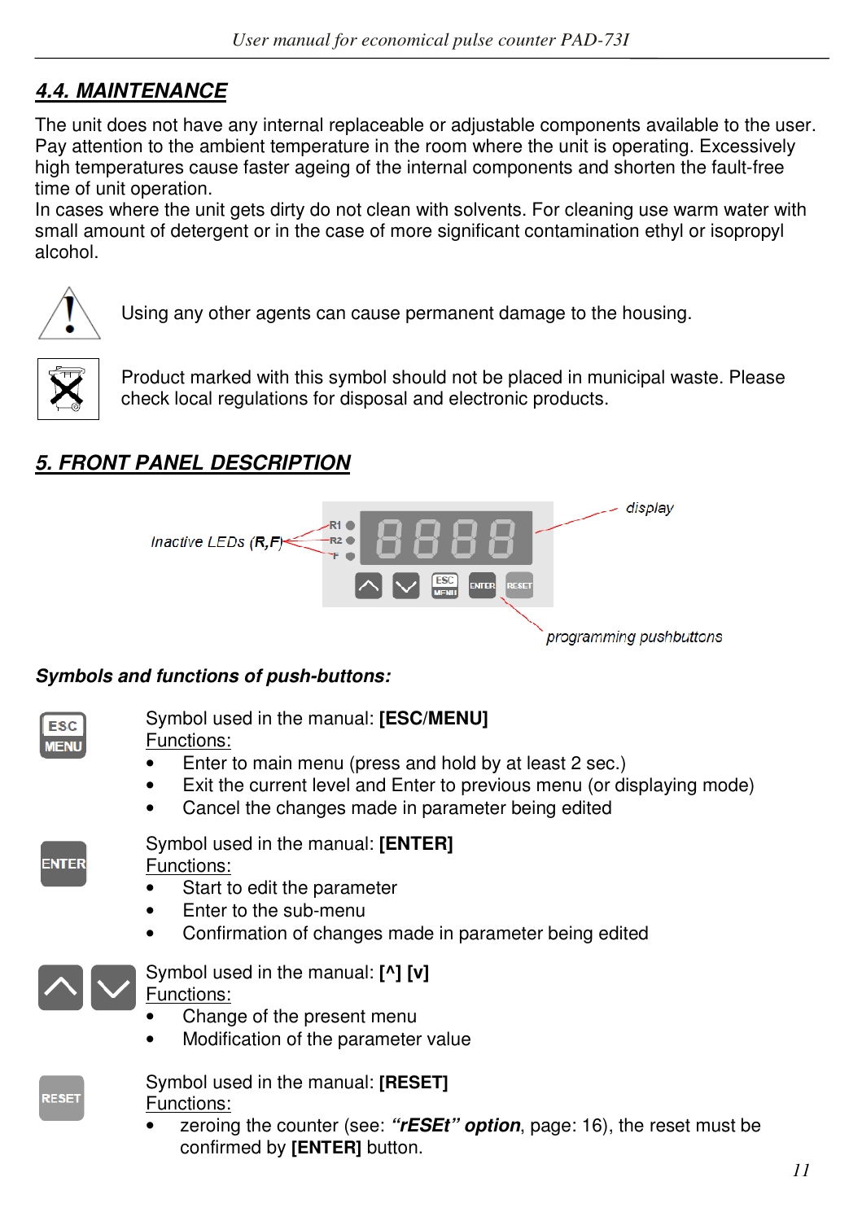## 4.4. MAINTENANCE

The unit does not have any internal replaceable or adjustable components available to the user. Pay attention to the ambient temperature in the room where the unit is operating. Excessively high temperatures cause faster ageing of the internal components and shorten the fault-free time of unit operation.

In cases where the unit gets dirty do not clean with solvents. For cleaning use warm water with small amount of detergent or in the case of more significant contamination ethyl or isopropyl alcohol.

Using any other agents can cause permanent damage to the housing.

Product marked with this symbol should not be placed in municipal waste. Please check local regulations for disposal and electronic products.

## 5. FRONT PANEL DESCRIPTION

Inactive LEDs (R,F) — display — programming pushbuttons

### Symbols and functions of push-buttons:

Symbol used in the manual: **[ESC/MENU]**

Functions:

- Enter to main menu (press and hold by at least 2 sec.)
- Exit the current level and Enter to previous menu (or displaying mode)
- Cancel the changes made in parameter being edited

Symbol used in the manual: **[ENTER]**

Functions:

- Start to edit the parameter
- Enter to the sub-menu
- Confirmation of changes made in parameter being edited

Symbol used in the manual: **[^] [v]**

Functions:

- Change of the present menu
- Modification of the parameter value

Symbol used in the manual: **[RESET]**

Functions:

- zeroing the counter (see: ***"rESEt" option***, page: 16), the reset must be confirmed by **[ENTER]** button.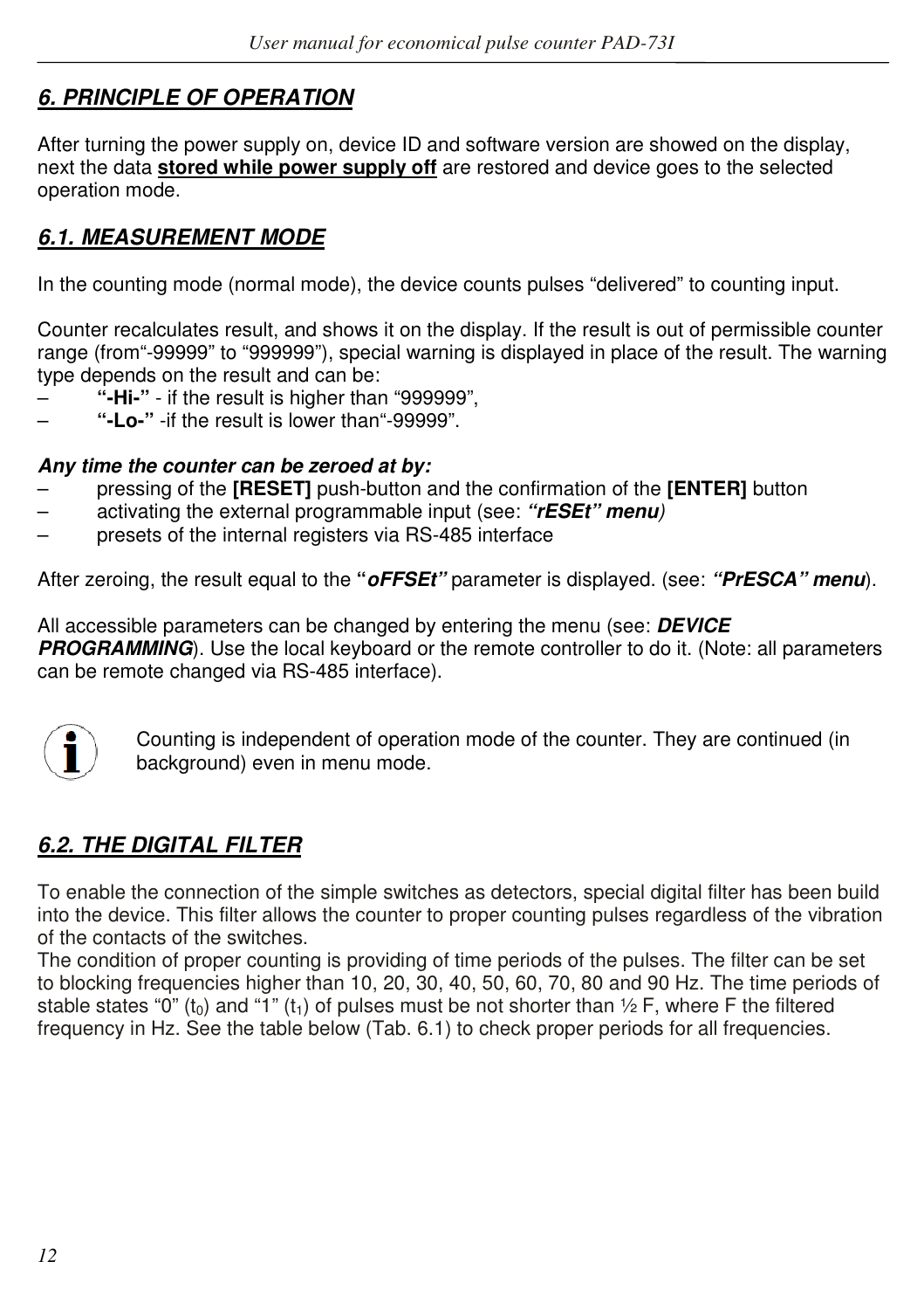## *6. PRINCIPLE OF OPERATION*

After turning the power supply on, device ID and software version are showed on the display, next the data **stored while power supply off** are restored and device goes to the selected operation mode.

### *6.1. MEASUREMENT MODE*

In the counting mode (normal mode), the device counts pulses "delivered" to counting input.

Counter recalculates result, and shows it on the display. If the result is out of permissible counter range (from"-99999" to "999999"), special warning is displayed in place of the result. The warning type depends on the result and can be:

- **"-Hi-"** - if the result is higher than "999999",
- **"-Lo-"** -if the result is lower than"-99999".

***Any time the counter can be zeroed at by:***

- pressing of the **[RESET]** push-button and the confirmation of the **[ENTER]** button
- activating the external programmable input (see: ***"rESEt" menu***)
- presets of the internal registers via RS-485 interface

After zeroing, the result equal to the **"*oFFSEt*"** parameter is displayed. (see: ***"PrESCA" menu***).

All accessible parameters can be changed by entering the menu (see: ***DEVICE PROGRAMMING***). Use the local keyboard or the remote controller to do it. (Note: all parameters can be remote changed via RS-485 interface).

Counting is independent of operation mode of the counter. They are continued (in background) even in menu mode.

### *6.2. THE DIGITAL FILTER*

To enable the connection of the simple switches as detectors, special digital filter has been build into the device. This filter allows the counter to proper counting pulses regardless of the vibration of the contacts of the switches.
The condition of proper counting is providing of time periods of the pulses. The filter can be set to blocking frequencies higher than 10, 20, 30, 40, 50, 60, 70, 80 and 90 Hz. The time periods of stable states "0" ($t_0$) and "1" ($t_1$) of pulses must be not shorter than ½ F, where F the filtered frequency in Hz. See the table below (Tab. 6.1) to check proper periods for all frequencies.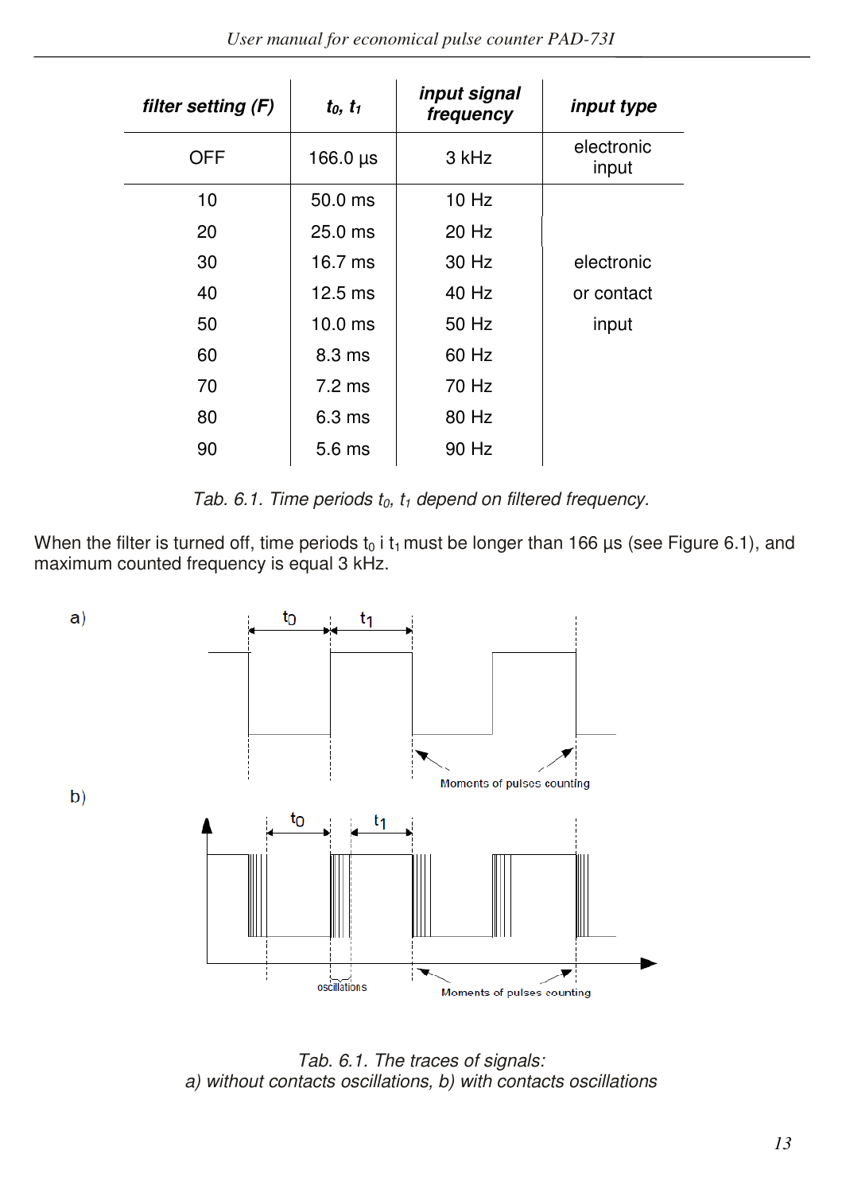| filter setting (F) | $t_0$, $t_1$ | input signal frequency | input type |
|---|---|---|---|
| OFF | 166.0 µs | 3 kHz | electronic input |
| 10 | 50.0 ms | 10 Hz | electronic or contact input |
| 20 | 25.0 ms | 20 Hz | |
| 30 | 16.7 ms | 30 Hz | |
| 40 | 12.5 ms | 40 Hz | |
| 50 | 10.0 ms | 50 Hz | |
| 60 | 8.3 ms | 60 Hz | |
| 70 | 7.2 ms | 70 Hz | |
| 80 | 6.3 ms | 80 Hz | |
| 90 | 5.6 ms | 90 Hz | |

*Tab. 6.1. Time periods $t_0$, $t_1$ depend on filtered frequency.*

When the filter is turned off, time periods $t_0$ i $t_1$ must be longer than 166 µs (see Figure 6.1), and maximum counted frequency is equal 3 kHz.

a) $t_0$ $t_1$ Moments of pulses counting

b) $t_0$ $t_1$ oscillations Moments of pulses counting

*Tab. 6.1. The traces of signals:*
*a) without contacts oscillations, b) with contacts oscillations*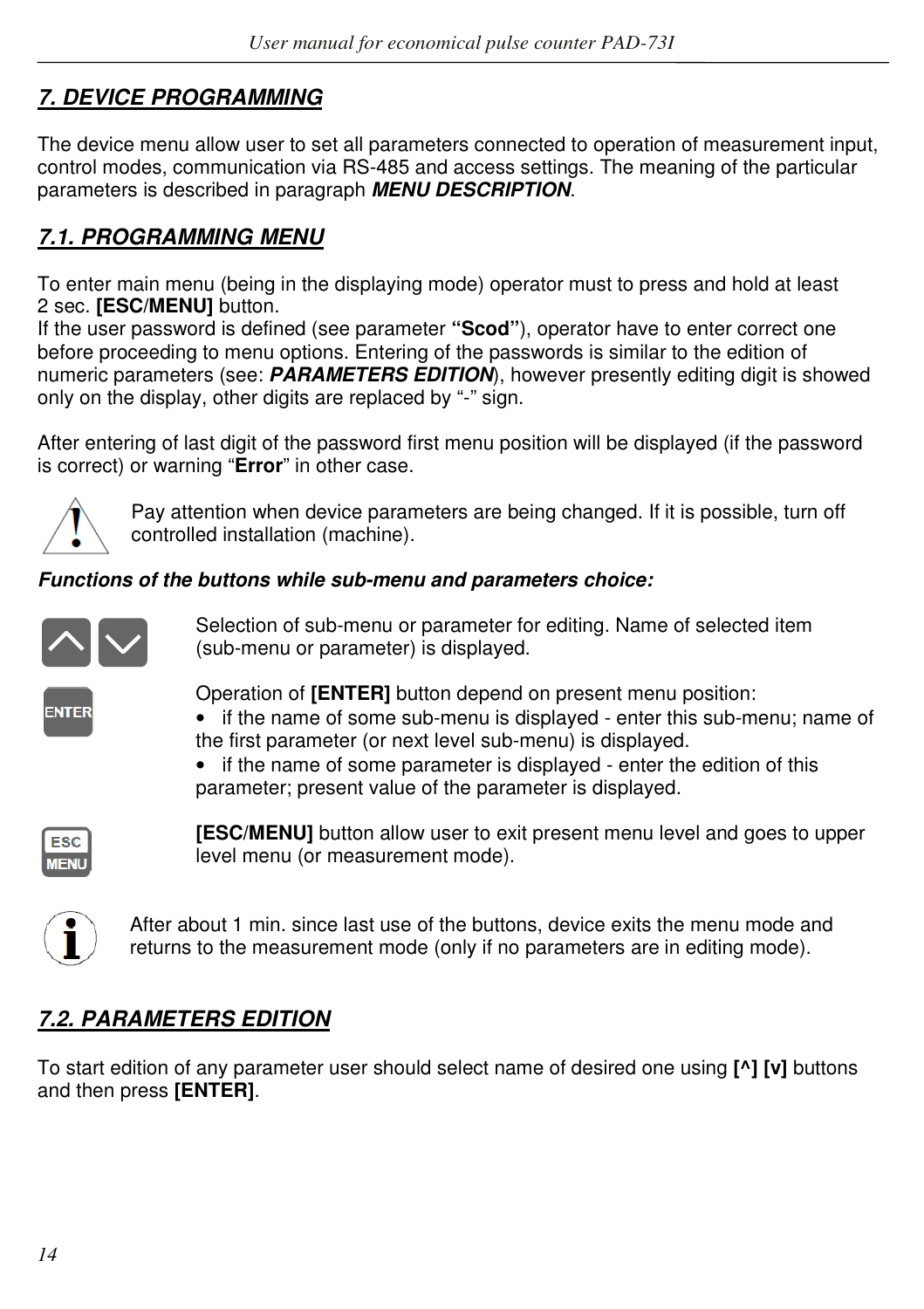## *7. DEVICE PROGRAMMING*

The device menu allow user to set all parameters connected to operation of measurement input, control modes, communication via RS-485 and access settings. The meaning of the particular parameters is described in paragraph ***MENU DESCRIPTION***.

### *7.1. PROGRAMMING MENU*

To enter main menu (being in the displaying mode) operator must to press and hold at least 2 sec. **[ESC/MENU]** button.
If the user password is defined (see parameter **"Scod"**), operator have to enter correct one before proceeding to menu options. Entering of the passwords is similar to the edition of numeric parameters (see: ***PARAMETERS EDITION***), however presently editing digit is showed only on the display, other digits are replaced by "-" sign.

After entering of last digit of the password first menu position will be displayed (if the password is correct) or warning "**Error**" in other case.

Pay attention when device parameters are being changed. If it is possible, turn off controlled installation (machine).

***Functions of the buttons while sub-menu and parameters choice:***

Selection of sub-menu or parameter for editing. Name of selected item (sub-menu or parameter) is displayed.

Operation of **[ENTER]** button depend on present menu position:

- if the name of some sub-menu is displayed - enter this sub-menu; name of the first parameter (or next level sub-menu) is displayed.
- if the name of some parameter is displayed - enter the edition of this parameter; present value of the parameter is displayed.

**[ESC/MENU]** button allow user to exit present menu level and goes to upper level menu (or measurement mode).

After about 1 min. since last use of the buttons, device exits the menu mode and returns to the measurement mode (only if no parameters are in editing mode).

### *7.2. PARAMETERS EDITION*

To start edition of any parameter user should select name of desired one using **[^] [v]** buttons and then press **[ENTER]**.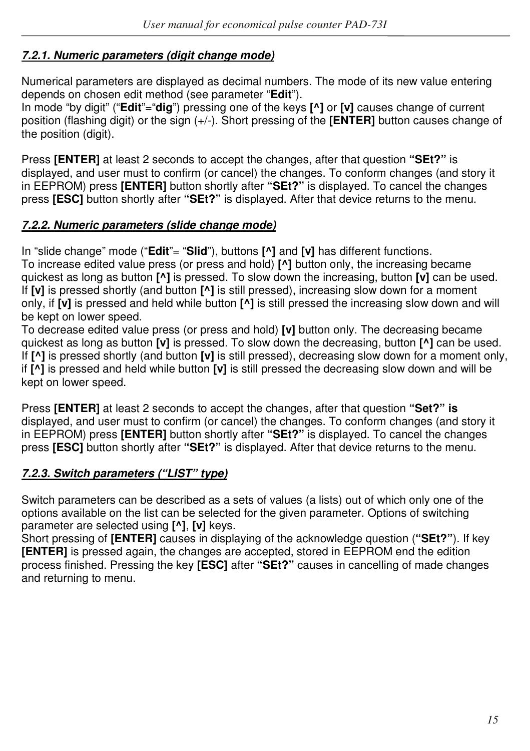#### ***7.2.1. Numeric parameters (digit change mode)***

Numerical parameters are displayed as decimal numbers. The mode of its new value entering depends on chosen edit method (see parameter "**Edit**").
In mode "by digit" ("**Edit**"="**dig**") pressing one of the keys **[^]** or **[v]** causes change of current position (flashing digit) or the sign (+/-). Short pressing of the **[ENTER]** button causes change of the position (digit).

Press **[ENTER]** at least 2 seconds to accept the changes, after that question **"SEt?"** is displayed, and user must to confirm (or cancel) the changes. To conform changes (and story it in EEPROM) press **[ENTER]** button shortly after **"SEt?"** is displayed. To cancel the changes press **[ESC]** button shortly after **"SEt?"** is displayed. After that device returns to the menu.

#### ***7.2.2. Numeric parameters (slide change mode)***

In "slide change" mode ("**Edit**"= "**Slid**"), buttons **[^]** and **[v]** has different functions.
To increase edited value press (or press and hold) **[^]** button only, the increasing became quickest as long as button **[^]** is pressed. To slow down the increasing, button **[v]** can be used. If **[v]** is pressed shortly (and button **[^]** is still pressed), increasing slow down for a moment only, if **[v]** is pressed and held while button **[^]** is still pressed the increasing slow down and will be kept on lower speed.
To decrease edited value press (or press and hold) **[v]** button only. The decreasing became quickest as long as button **[v]** is pressed. To slow down the decreasing, button **[^]** can be used. If **[^]** is pressed shortly (and button **[v]** is still pressed), decreasing slow down for a moment only, if **[^]** is pressed and held while button **[v]** is still pressed the decreasing slow down and will be kept on lower speed.

Press **[ENTER]** at least 2 seconds to accept the changes, after that question **"Set?" is** displayed, and user must to confirm (or cancel) the changes. To conform changes (and story it in EEPROM) press **[ENTER]** button shortly after **"SEt?"** is displayed. To cancel the changes press **[ESC]** button shortly after **"SEt?"** is displayed. After that device returns to the menu.

#### ***7.2.3. Switch parameters ("LIST" type)***

Switch parameters can be described as a sets of values (a lists) out of which only one of the options available on the list can be selected for the given parameter. Options of switching parameter are selected using **[^]**, **[v]** keys.
Short pressing of **[ENTER]** causes in displaying of the acknowledge question (**"SEt?"**). If key **[ENTER]** is pressed again, the changes are accepted, stored in EEPROM end the edition process finished. Pressing the key **[ESC]** after **"SEt?"** causes in cancelling of made changes and returning to menu.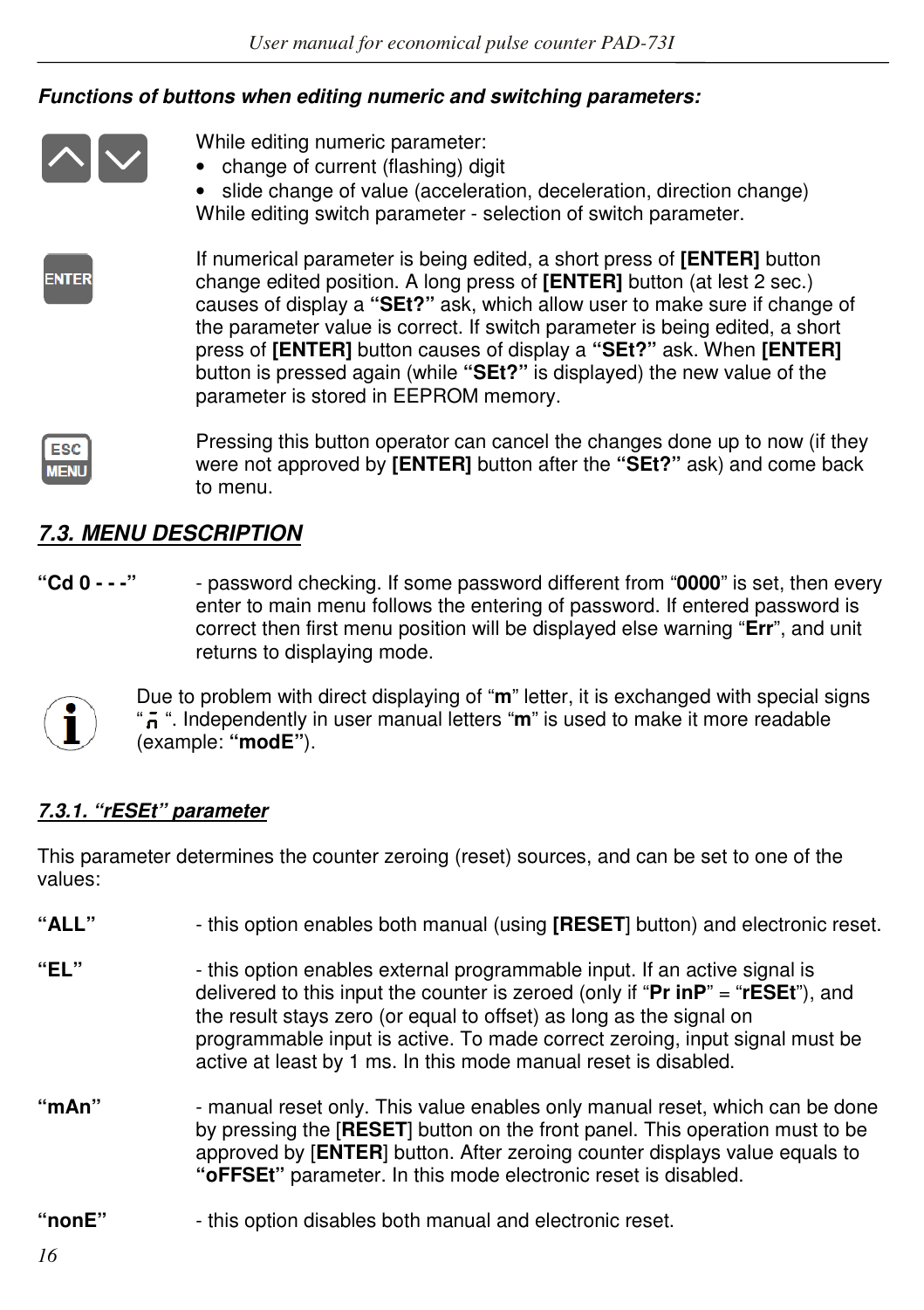***Functions of buttons when editing numeric and switching parameters:***

While editing numeric parameter:

- change of current (flashing) digit
- slide change of value (acceleration, deceleration, direction change)

While editing switch parameter - selection of switch parameter.

If numerical parameter is being edited, a short press of **[ENTER]** button change edited position. A long press of **[ENTER]** button (at lest 2 sec.) causes of display a **"SEt?"** ask, which allow user to make sure if change of the parameter value is correct. If switch parameter is being edited, a short press of **[ENTER]** button causes of display a **"SEt?"** ask. When **[ENTER]** button is pressed again (while **"SEt?"** is displayed) the new value of the parameter is stored in EEPROM memory.

Pressing this button operator can cancel the changes done up to now (if they were not approved by **[ENTER]** button after the **"SEt?"** ask) and come back to menu.

## *7.3. MENU DESCRIPTION*

**"Cd 0 - - -"** - password checking. If some password different from "**0000**" is set, then every enter to main menu follows the entering of password. If entered password is correct then first menu position will be displayed else warning "**Err**", and unit returns to displaying mode.

Due to problem with direct displaying of "**m**" letter, it is exchanged with special signs "ñ ". Independently in user manual letters "**m**" is used to make it more readable (example: **"modE"**).

### *7.3.1. "rESEt" parameter*

This parameter determines the counter zeroing (reset) sources, and can be set to one of the values:

**"ALL"** - this option enables both manual (using **[RESET**] button) and electronic reset.

**"EL"** - this option enables external programmable input. If an active signal is delivered to this input the counter is zeroed (only if "**Pr inP**" = "**rESEt**"), and the result stays zero (or equal to offset) as long as the signal on programmable input is active. To made correct zeroing, input signal must be active at least by 1 ms. In this mode manual reset is disabled.

**"mAn"** - manual reset only. This value enables only manual reset, which can be done by pressing the [**RESET**] button on the front panel. This operation must to be approved by [**ENTER**] button. After zeroing counter displays value equals to **"oFFSEt"** parameter. In this mode electronic reset is disabled.

**"nonE"** - this option disables both manual and electronic reset.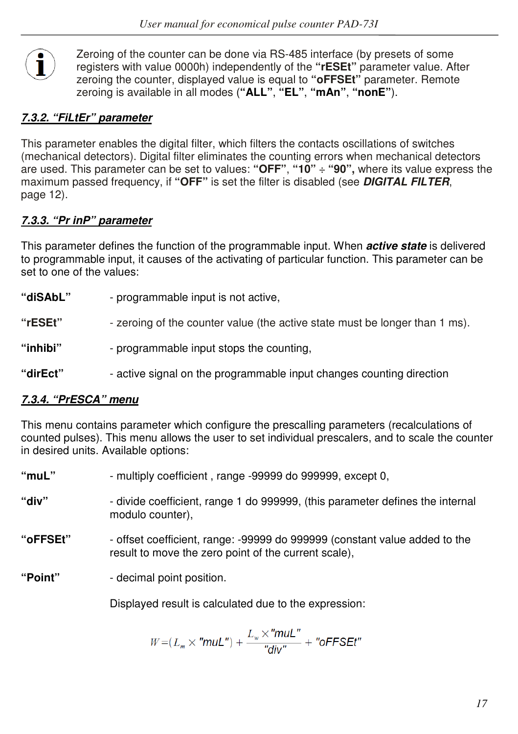Zeroing of the counter can be done via RS-485 interface (by presets of some registers with value 0000h) independently of the **“rESEt”** parameter value. After zeroing the counter, displayed value is equal to **“oFFSEt”** parameter. Remote zeroing is available in all modes (**“ALL”**, **“EL”**, **“mAn”**, **“nonE”**).

### *7.3.2. “FiLtEr” parameter*

This parameter enables the digital filter, which filters the contacts oscillations of switches (mechanical detectors). Digital filter eliminates the counting errors when mechanical detectors are used. This parameter can be set to values: **“OFF”**, **“10”** ÷ **“90”,** where its value express the maximum passed frequency, if **“OFF”** is set the filter is disabled (see ***DIGITAL FILTER***, page 12).

### *7.3.3. “Pr inP” parameter*

This parameter defines the function of the programmable input. When ***active state*** is delivered to programmable input, it causes of the activating of particular function. This parameter can be set to one of the values:

**“diSAbL”** - programmable input is not active,

**“rESEt”** - zeroing of the counter value (the active state must be longer than 1 ms).

**“inhibi”** - programmable input stops the counting,

**“dirEct”** - active signal on the programmable input changes counting direction

### *7.3.4. “PrESCA” menu*

This menu contains parameter which configure the prescalling parameters (recalculations of counted pulses). This menu allows the user to set individual prescalers, and to scale the counter in desired units. Available options:

**“muL”** - multiply coefficient , range -99999 do 999999, except 0,

**“div”** - divide coefficient, range 1 do 999999, (this parameter defines the internal modulo counter),

**“oFFSEt”** - offset coefficient, range: -99999 do 999999 (constant value added to the result to move the zero point of the current scale),

**“Point”** - decimal point position.

Displayed result is calculated due to the expression:

$$W = (L_m \times \text{"muL"}) + \frac{L_w \times \text{"muL"}}{\text{"div"}} + \text{"oFFSEt"}$$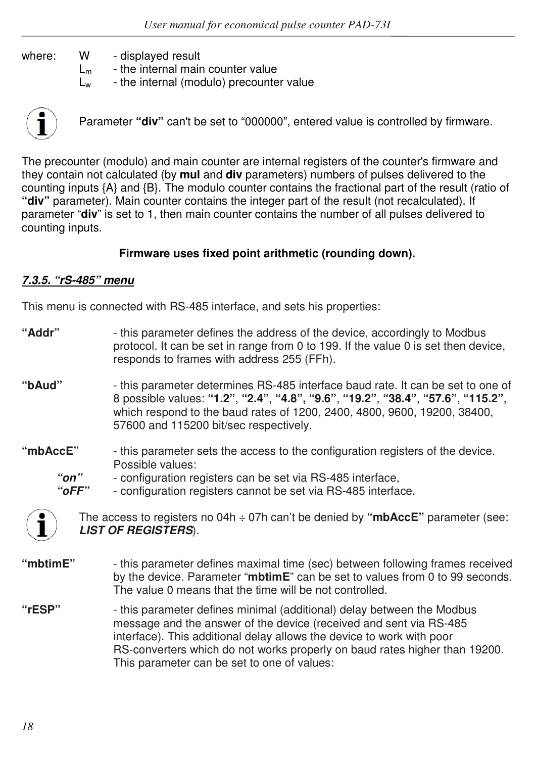where: W - displayed result
$L_m$ - the internal main counter value
$L_w$ - the internal (modulo) precounter value

Parameter **“div”** can't be set to “000000”, entered value is controlled by firmware.

The precounter (modulo) and main counter are internal registers of the counter's firmware and they contain not calculated (by **mul** and **div** parameters) numbers of pulses delivered to the counting inputs {A} and {B}. The modulo counter contains the fractional part of the result (ratio of **“div”** parameter). Main counter contains the integer part of the result (not recalculated). If parameter “**div**” is set to 1, then main counter contains the number of all pulses delivered to counting inputs.

**Firmware uses fixed point arithmetic (rounding down).**

#### *7.3.5. “rS-485” menu*

This menu is connected with RS-485 interface, and sets his properties:

**“Addr”** - this parameter defines the address of the device, accordingly to Modbus protocol. It can be set in range from 0 to 199. If the value 0 is set then device, responds to frames with address 255 (FFh).

**“bAud”** - this parameter determines RS-485 interface baud rate. It can be set to one of 8 possible values: **“1.2”**, **“2.4”**, **“4.8”, “9.6”**, **“19.2”**, **“38.4”**, **“57.6”**, **“115.2”**, which respond to the baud rates of 1200, 2400, 4800, 9600, 19200, 38400, 57600 and 115200 bit/sec respectively.

**“mbAccE”** - this parameter sets the access to the configuration registers of the device. Possible values:
- ***“on”*** - configuration registers can be set via RS-485 interface,
- ***“oFF”*** - configuration registers cannot be set via RS-485 interface.

The access to registers no 04h ÷ 07h can’t be denied by **“mbAccE”** parameter (see: ***LIST OF REGISTERS***).

**“mbtimE”** - this parameter defines maximal time (sec) between following frames received by the device. Parameter “**mbtimE**” can be set to values from 0 to 99 seconds. The value 0 means that the time will be not controlled.

**“rESP”** - this parameter defines minimal (additional) delay between the Modbus message and the answer of the device (received and sent via RS-485 interface). This additional delay allows the device to work with poor RS-converters which do not works properly on baud rates higher than 19200. This parameter can be set to one of values: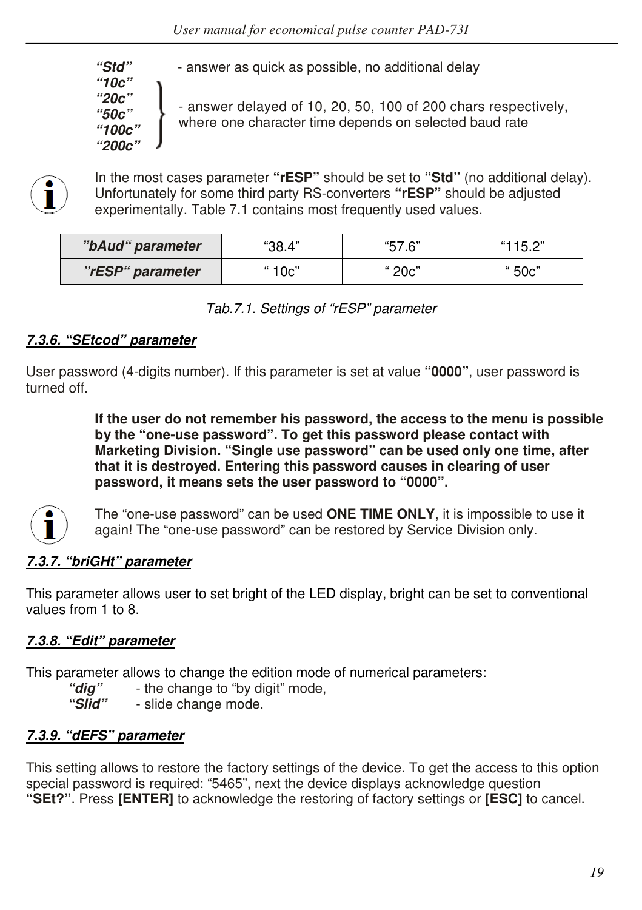***"Std"*** - answer as quick as possible, no additional delay

***"10c"***
***"20c"***
***"50c"***
***"100c"***
***"200c"*** - answer delayed of 10, 20, 50, 100 of 200 chars respectively, where one character time depends on selected baud rate

In the most cases parameter **"rESP"** should be set to **"Std"** (no additional delay). Unfortunately for some third party RS-converters **"rESP"** should be adjusted experimentally. Table 7.1 contains most frequently used values.

| ***"bAud" parameter*** | "38.4" | "57.6" | "115.2" |
|---|---|---|---|
| ***"rESP" parameter*** | " 10c" | " 20c" | " 50c" |

*Tab.7.1. Settings of "rESP" parameter*

### *7.3.6. "SEtcod" parameter*

User password (4-digits number). If this parameter is set at value **"0000"**, user password is turned off.

**If the user do not remember his password, the access to the menu is possible by the "one-use password". To get this password please contact with Marketing Division. "Single use password" can be used only one time, after that it is destroyed. Entering this password causes in clearing of user password, it means sets the user password to "0000".**

The "one-use password" can be used **ONE TIME ONLY**, it is impossible to use it again! The "one-use password" can be restored by Service Division only.

### *7.3.7. "briGHt" parameter*

This parameter allows user to set bright of the LED display, bright can be set to conventional values from 1 to 8.

### *7.3.8. "Edit" parameter*

This parameter allows to change the edition mode of numerical parameters:

***"dig"*** - the change to "by digit" mode,
***"Slid"*** - slide change mode.

### *7.3.9. "dEFS" parameter*

This setting allows to restore the factory settings of the device. To get the access to this option special password is required: "5465", next the device displays acknowledge question **"SEt?"**. Press **[ENTER]** to acknowledge the restoring of factory settings or **[ESC]** to cancel.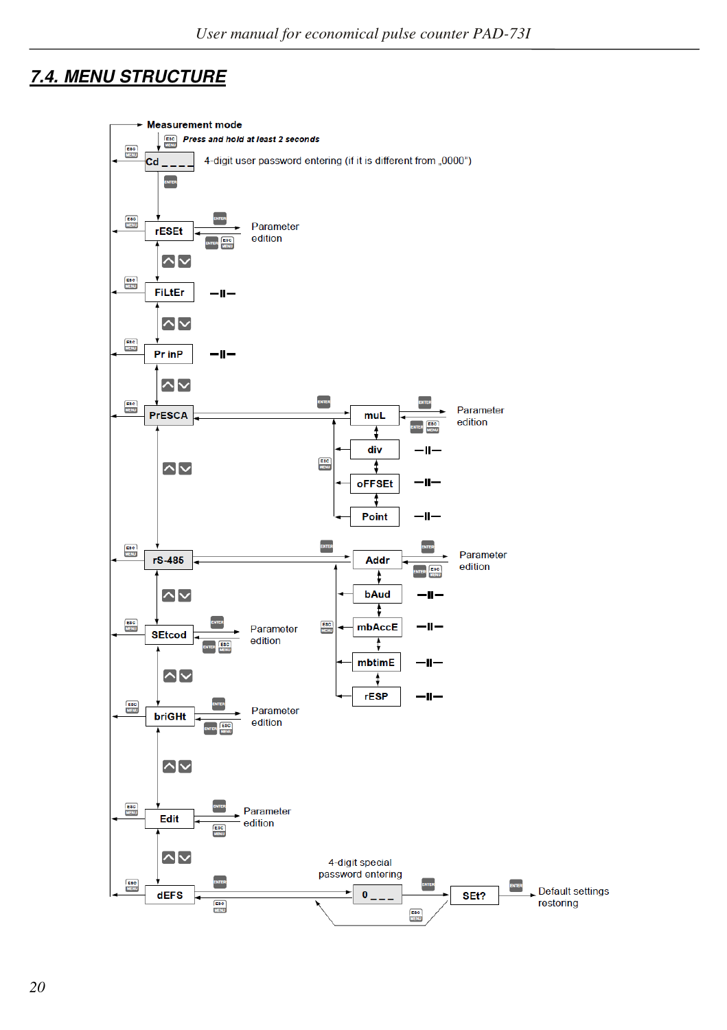## 7.4. MENU STRUCTURE

Measurement mode

*Press and hold at least 2 seconds*

Cd _ _ _ _ — 4-digit user password entering (if it is different from „0000")

rESEt — Parameter edition

FiLtEr —II—

Pr inP —II—

PrESCA

- muL — Parameter edition
- div —II—
- oFFSEt —II—
- Point —II—

rS-485

- Addr — Parameter edition
- bAud —II—
- mbAccE —II—
- mbtimE —II—
- rESP —II—

SEtcod — Parameter edition

briGHt — Parameter edition

Edit — Parameter edition

dEFS — 0 _ _ _ (4-digit special password entering) — SEt? — Default settings restoring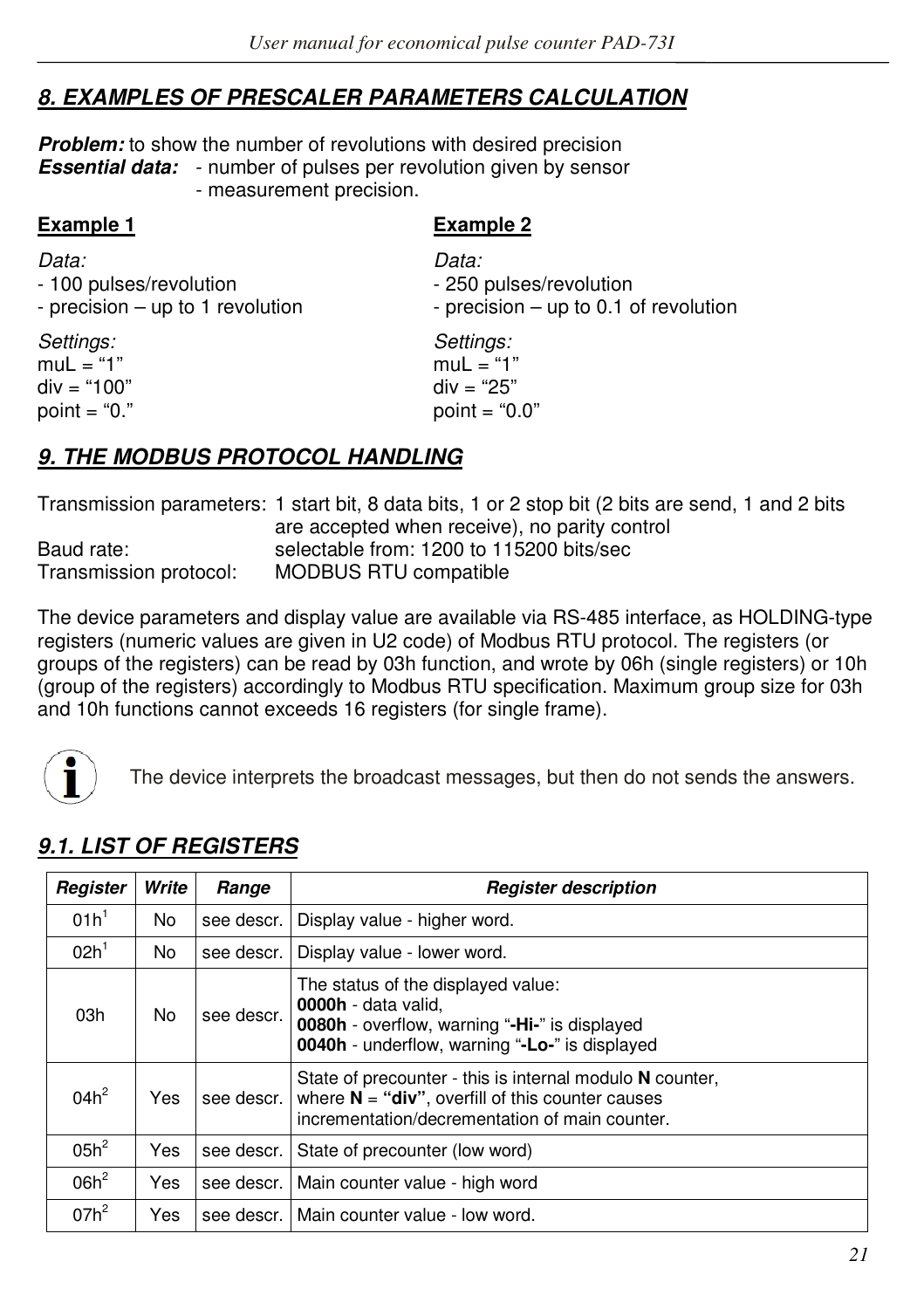## 8. EXAMPLES OF PRESCALER PARAMETERS CALCULATION

***Problem:*** to show the number of revolutions with desired precision
***Essential data:*** - number of pulses per revolution given by sensor
- measurement precision.

**Example 1**

*Data:*
- 100 pulses/revolution
- precision – up to 1 revolution

*Settings:*
muL = "1"
div = "100"
point = "0."

**Example 2**

*Data:*
- 250 pulses/revolution
- precision – up to 0.1 of revolution

*Settings:*
muL = "1"
div = "25"
point = "0.0"

## 9. THE MODBUS PROTOCOL HANDLING

Transmission parameters: 1 start bit, 8 data bits, 1 or 2 stop bit (2 bits are send, 1 and 2 bits are accepted when receive), no parity control
Baud rate: selectable from: 1200 to 115200 bits/sec
Transmission protocol: MODBUS RTU compatible

The device parameters and display value are available via RS-485 interface, as HOLDING-type registers (numeric values are given in U2 code) of Modbus RTU protocol. The registers (or groups of the registers) can be read by 03h function, and wrote by 06h (single registers) or 10h (group of the registers) accordingly to Modbus RTU specification. Maximum group size for 03h and 10h functions cannot exceeds 16 registers (for single frame).

The device interprets the broadcast messages, but then do not sends the answers.

### 9.1. LIST OF REGISTERS

| Register | Write | Range | Register description |
|---|---|---|---|
| 01h[1] | No | see descr. | Display value - higher word. |
| 02h[1] | No | see descr. | Display value - lower word. |
| 03h | No | see descr. | The status of the displayed value:<br>**0000h** - data valid,<br>**0080h** - overflow, warning "**-Hi-**" is displayed<br>**0040h** - underflow, warning "**-Lo-**" is displayed |
| 04h[2] | Yes | see descr. | State of precounter - this is internal modulo **N** counter, where **N** = **"div"**, overfill of this counter causes incrementation/decrementation of main counter. |
| 05h[2] | Yes | see descr. | State of precounter (low word) |
| 06h[2] | Yes | see descr. | Main counter value - high word |
| 07h[2] | Yes | see descr. | Main counter value - low word. |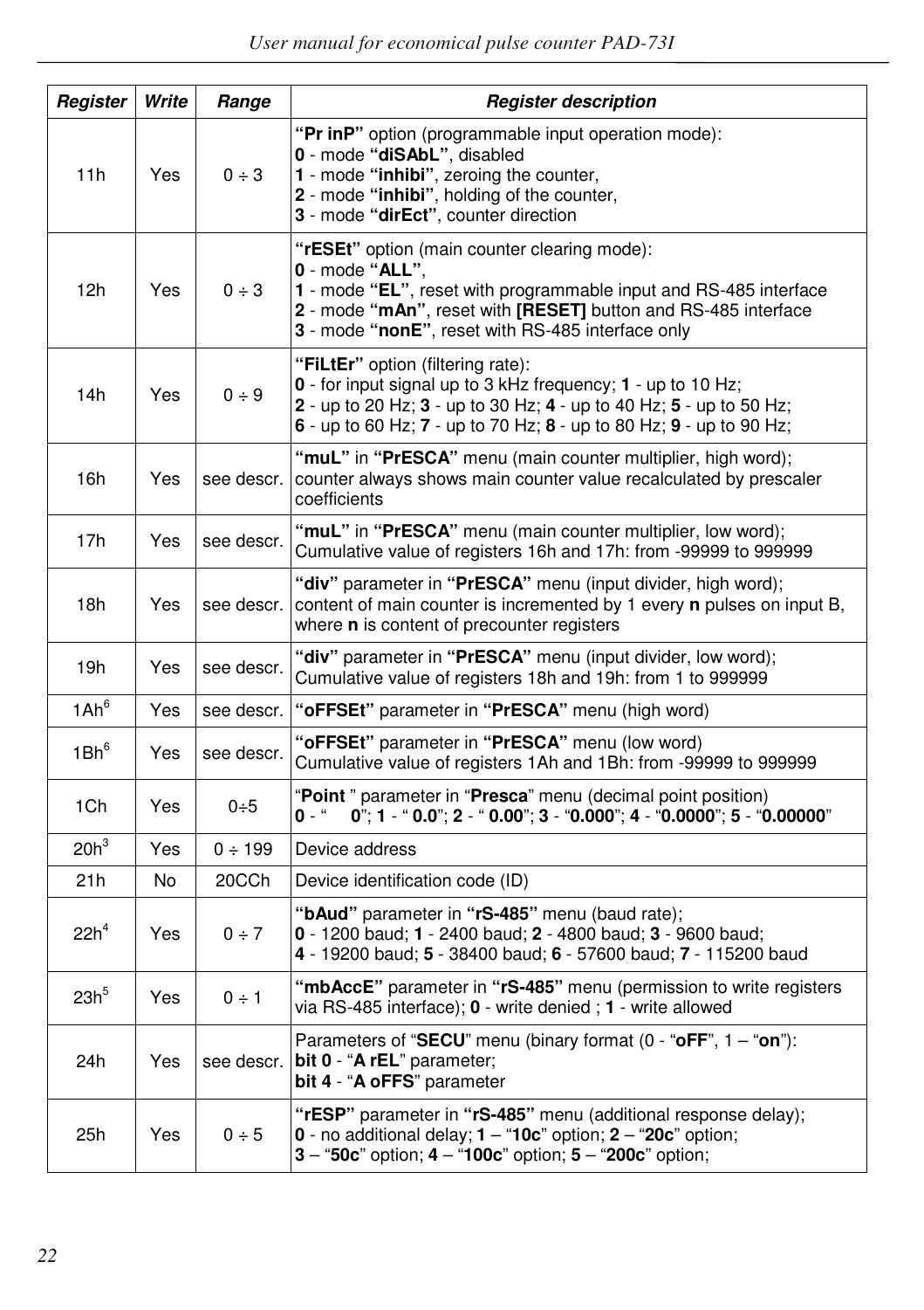| Register | Write | Range | Register description |
|---|---|---|---|
| 11h | Yes | 0 ÷ 3 | **“Pr inP”** option (programmable input operation mode):<br>**0** - mode **“diSAbL”**, disabled<br>**1** - mode **“inhibi”**, zeroing the counter,<br>**2** - mode **“inhibi”**, holding of the counter,<br>**3** - mode **“dirEct”**, counter direction |
| 12h | Yes | 0 ÷ 3 | **“rESEt”** option (main counter clearing mode):<br>**0** - mode **“ALL”**,<br>**1** - mode **“EL”**, reset with programmable input and RS-485 interface<br>**2** - mode **“mAn”**, reset with **[RESET]** button and RS-485 interface<br>**3** - mode **“nonE”**, reset with RS-485 interface only |
| 14h | Yes | 0 ÷ 9 | **“FiLtEr”** option (filtering rate):<br>**0** - for input signal up to 3 kHz frequency; **1** - up to 10 Hz;<br>**2** - up to 20 Hz; **3** - up to 30 Hz; **4** - up to 40 Hz; **5** - up to 50 Hz;<br>**6** - up to 60 Hz; **7** - up to 70 Hz; **8** - up to 80 Hz; **9** - up to 90 Hz; |
| 16h | Yes | see descr. | **“muL”** in **“PrESCA”** menu (main counter multiplier, high word); counter always shows main counter value recalculated by prescaler coefficients |
| 17h | Yes | see descr. | **“muL”** in **“PrESCA”** menu (main counter multiplier, low word); Cumulative value of registers 16h and 17h: from -99999 to 999999 |
| 18h | Yes | see descr. | **“div”** parameter in **“PrESCA”** menu (input divider, high word); content of main counter is incremented by 1 every **n** pulses on input B, where **n** is content of precounter registers |
| 19h | Yes | see descr. | **“div”** parameter in **“PrESCA”** menu (input divider, low word); Cumulative value of registers 18h and 19h: from 1 to 999999 |
| 1Ah[6] | Yes | see descr. | **“oFFSEt”** parameter in **“PrESCA”** menu (high word) |
| 1Bh[6] | Yes | see descr. | **“oFFSEt”** parameter in **“PrESCA”** menu (low word)<br>Cumulative value of registers 1Ah and 1Bh: from -99999 to 999999 |
| 1Ch | Yes | 0÷5 | “**Point** ” parameter in “**Presca**” menu (decimal point position)<br>**0** - “ **0**”; **1** - “ **0.0**”; **2** - “ **0.00**”; **3** - “**0.000**”; **4** - “**0.0000**”; **5** - “**0.00000**” |
| 20h[3] | Yes | 0 ÷ 199 | Device address |
| 21h | No | 20CCh | Device identification code (ID) |
| 22h[4] | Yes | 0 ÷ 7 | **“bAud”** parameter in **“rS-485”** menu (baud rate);<br>**0** - 1200 baud; **1** - 2400 baud; **2** - 4800 baud; **3** - 9600 baud;<br>**4** - 19200 baud; **5** - 38400 baud; **6** - 57600 baud; **7** - 115200 baud |
| 23h[5] | Yes | 0 ÷ 1 | **“mbAccE”** parameter in **“rS-485”** menu (permission to write registers via RS-485 interface); **0** - write denied ; **1** - write allowed |
| 24h | Yes | see descr. | Parameters of “**SECU**” menu (binary format (0 - “**oFF**”, 1 – “**on**”):<br>**bit 0** - “**A rEL**” parameter;<br>**bit 4** - “**A oFFS**” parameter |
| 25h | Yes | 0 ÷ 5 | **“rESP”** parameter in **“rS-485”** menu (additional response delay);<br>**0** - no additional delay; **1** – “**10c**” option; **2** – “**20c**” option;<br>**3** – “**50c**” option; **4** – “**100c**” option; **5** – “**200c**” option; |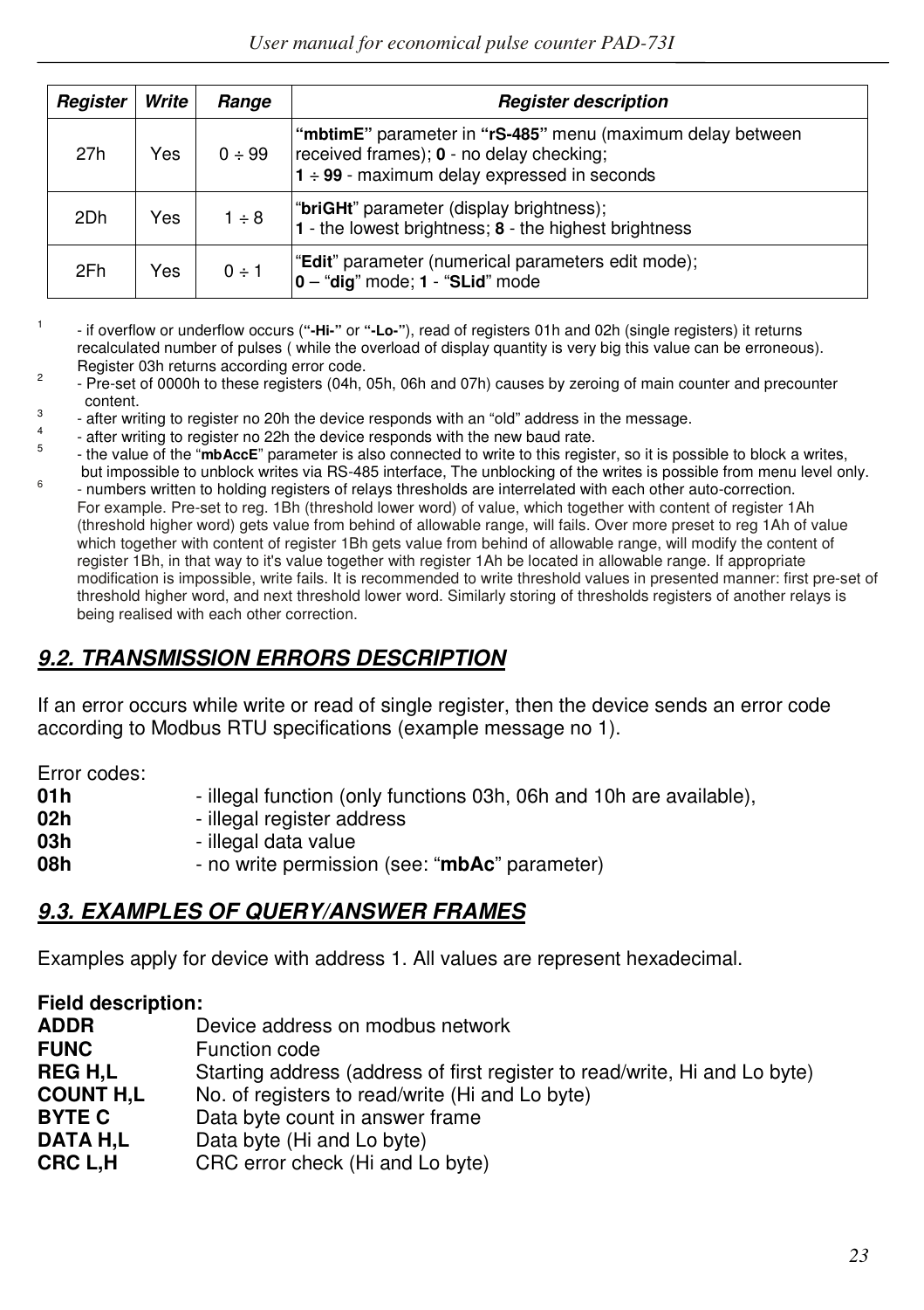| Register | Write | Range | Register description |
|---|---|---|---|
| 27h | Yes | 0 ÷ 99 | **"mbtimE"** parameter in **"rS-485"** menu (maximum delay between received frames); **0** - no delay checking; **1 ÷ 99** - maximum delay expressed in seconds |
| 2Dh | Yes | 1 ÷ 8 | "**briGHt**" parameter (display brightness); **1** - the lowest brightness; **8** - the highest brightness |
| 2Fh | Yes | 0 ÷ 1 | "**Edit**" parameter (numerical parameters edit mode); **0** – "**dig**" mode; **1** - "**SLid**" mode |

[1] - if overflow or underflow occurs (**"-Hi-"** or **"-Lo-"**), read of registers 01h and 02h (single registers) it returns recalculated number of pulses ( while the overload of display quantity is very big this value can be erroneous). Register 03h returns according error code.

[2] - Pre-set of 0000h to these registers (04h, 05h, 06h and 07h) causes by zeroing of main counter and precounter content.

[3] - after writing to register no 20h the device responds with an "old" address in the message.

[4] - after writing to register no 22h the device responds with the new baud rate.

[5] - the value of the "**mbAccE**" parameter is also connected to write to this register, so it is possible to block a writes, but impossible to unblock writes via RS-485 interface, The unblocking of the writes is possible from menu level only.

[6] - numbers written to holding registers of relays thresholds are interrelated with each other auto-correction. For example. Pre-set to reg. 1Bh (threshold lower word) of value, which together with content of register 1Ah (threshold higher word) gets value from behind of allowable range, will fails. Over more preset to reg 1Ah of value which together with content of register 1Bh gets value from behind of allowable range, will modify the content of register 1Bh, in that way to it's value together with register 1Ah be located in allowable range. If appropriate modification is impossible, write fails. It is recommended to write threshold values in presented manner: first pre-set of threshold higher word, and next threshold lower word. Similarly storing of thresholds registers of another relays is being realised with each other correction.

## *9.2. TRANSMISSION ERRORS DESCRIPTION*

If an error occurs while write or read of single register, then the device sends an error code according to Modbus RTU specifications (example message no 1).

Error codes:

**01h** - illegal function (only functions 03h, 06h and 10h are available),
**02h** - illegal register address
**03h** - illegal data value
**08h** - no write permission (see: "**mbAc**" parameter)

## *9.3. EXAMPLES OF QUERY/ANSWER FRAMES*

Examples apply for device with address 1. All values are represent hexadecimal.

**Field description:**

**ADDR** Device address on modbus network
**FUNC** Function code
**REG H,L** Starting address (address of first register to read/write, Hi and Lo byte)
**COUNT H,L** No. of registers to read/write (Hi and Lo byte)
**BYTE C** Data byte count in answer frame
**DATA H,L** Data byte (Hi and Lo byte)
**CRC L,H** CRC error check (Hi and Lo byte)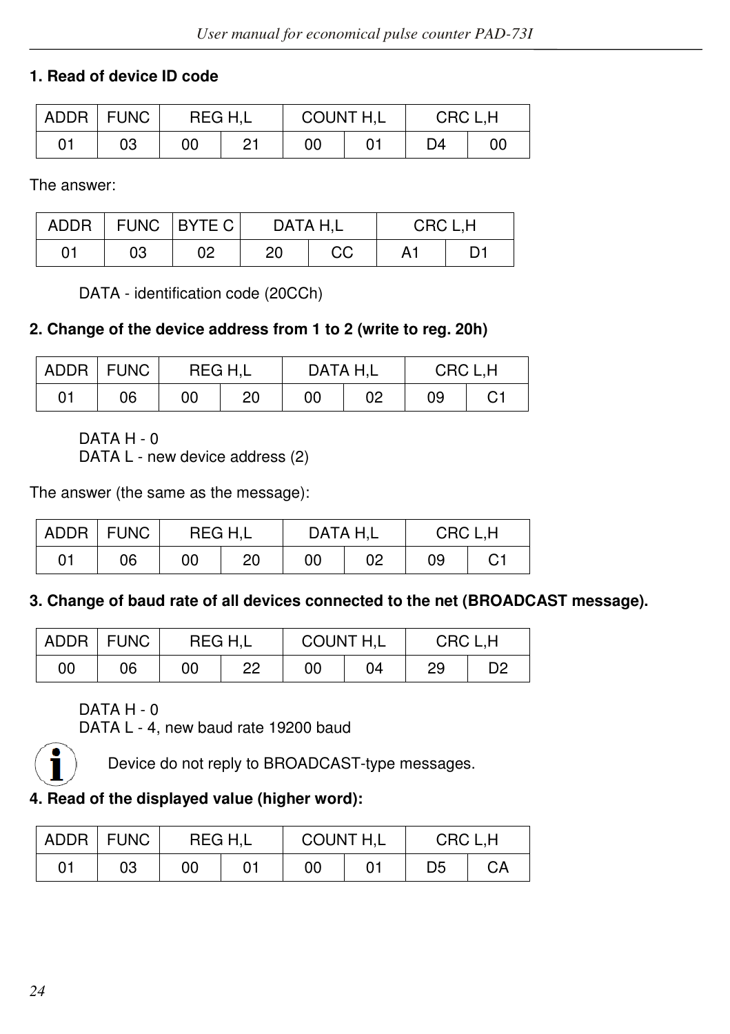**1. Read of device ID code**

| ADDR | FUNC | REG H,L | | COUNT H,L | | CRC L,H | |
|---|---|---|---|---|---|---|---|
| 01 | 03 | 00 | 21 | 00 | 01 | D4 | 00 |

The answer:

| ADDR | FUNC | BYTE C | DATA H,L | | CRC L,H | |
|---|---|---|---|---|---|---|
| 01 | 03 | 02 | 20 | CC | A1 | D1 |

DATA - identification code (20CCh)

**2. Change of the device address from 1 to 2 (write to reg. 20h)**

| ADDR | FUNC | REG H,L | | DATA H,L | | CRC L,H | |
|---|---|---|---|---|---|---|---|
| 01 | 06 | 00 | 20 | 00 | 02 | 09 | C1 |

DATA H - 0
DATA L - new device address (2)

The answer (the same as the message):

| ADDR | FUNC | REG H,L | | DATA H,L | | CRC L,H | |
|---|---|---|---|---|---|---|---|
| 01 | 06 | 00 | 20 | 00 | 02 | 09 | C1 |

**3. Change of baud rate of all devices connected to the net (BROADCAST message).**

| ADDR | FUNC | REG H,L | | COUNT H,L | | CRC L,H | |
|---|---|---|---|---|---|---|---|
| 00 | 06 | 00 | 22 | 00 | 04 | 29 | D2 |

DATA H - 0
DATA L - 4, new baud rate 19200 baud

Device do not reply to BROADCAST-type messages.

**4. Read of the displayed value (higher word):**

| ADDR | FUNC | REG H,L | | COUNT H,L | | CRC L,H | |
|---|---|---|---|---|---|---|---|
| 01 | 03 | 00 | 01 | 00 | 01 | D5 | CA |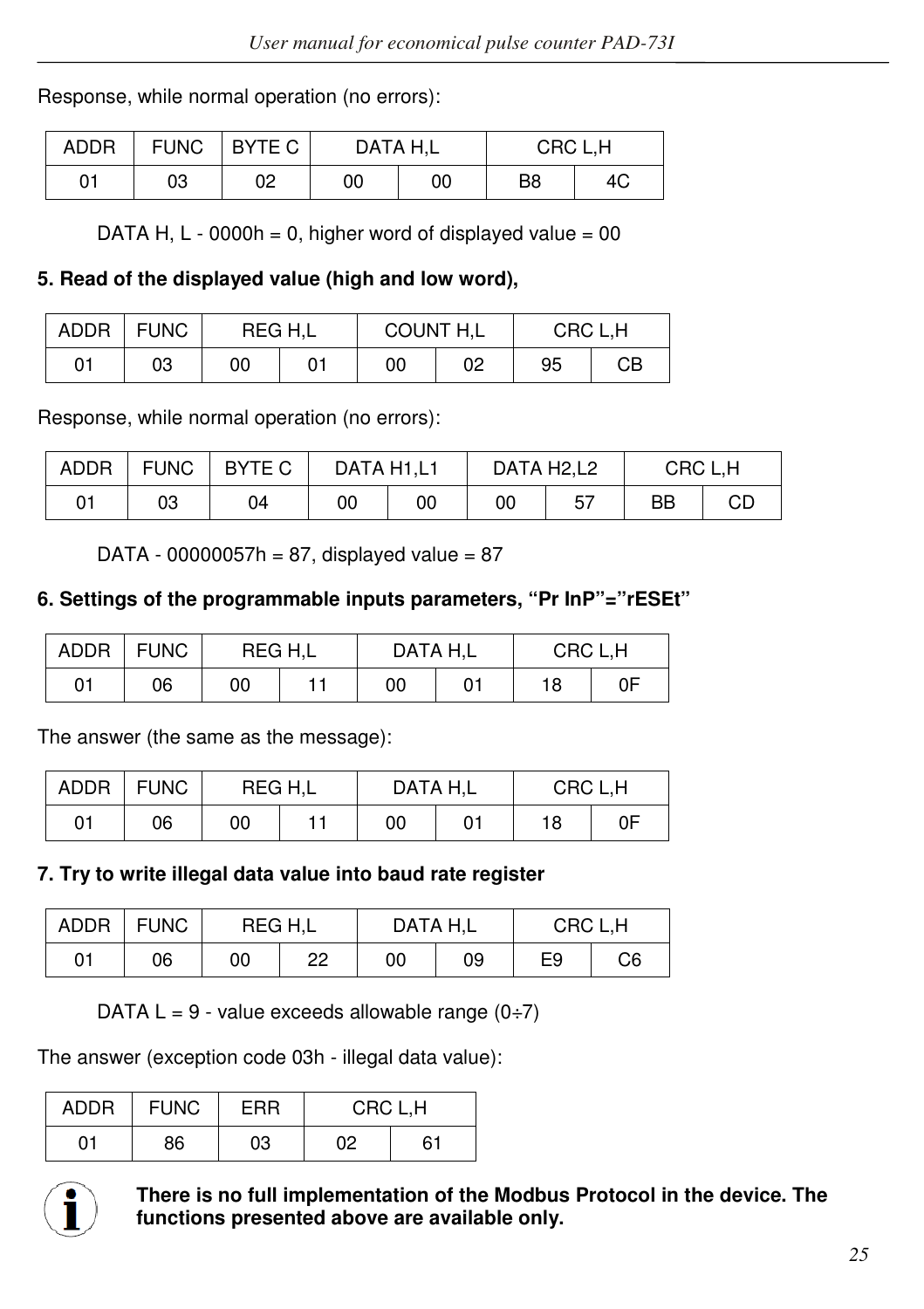Response, while normal operation (no errors):

| ADDR | FUNC | BYTE C | DATA H,L | | CRC L,H | |
|---|---|---|---|---|---|---|
| 01 | 03 | 02 | 00 | 00 | B8 | 4C |

DATA H, L - 0000h = 0, higher word of displayed value = 00

**5. Read of the displayed value (high and low word),**

| ADDR | FUNC | REG H,L | | COUNT H,L | | CRC L,H | |
|---|---|---|---|---|---|---|---|
| 01 | 03 | 00 | 01 | 00 | 02 | 95 | CB |

Response, while normal operation (no errors):

| ADDR | FUNC | BYTE C | DATA H1,L1 | | DATA H2,L2 | | CRC L,H | |
|---|---|---|---|---|---|---|---|---|
| 01 | 03 | 04 | 00 | 00 | 00 | 57 | BB | CD |

DATA - 00000057h = 87, displayed value = 87

**6. Settings of the programmable inputs parameters, "Pr InP"="rESEt"**

| ADDR | FUNC | REG H,L | | DATA H,L | | CRC L,H | |
|---|---|---|---|---|---|---|---|
| 01 | 06 | 00 | 11 | 00 | 01 | 18 | 0F |

The answer (the same as the message):

| ADDR | FUNC | REG H,L | | DATA H,L | | CRC L,H | |
|---|---|---|---|---|---|---|---|
| 01 | 06 | 00 | 11 | 00 | 01 | 18 | 0F |

**7. Try to write illegal data value into baud rate register**

| ADDR | FUNC | REG H,L | | DATA H,L | | CRC L,H | |
|---|---|---|---|---|---|---|---|
| 01 | 06 | 00 | 22 | 00 | 09 | E9 | C6 |

DATA L = 9 - value exceeds allowable range (0÷7)

The answer (exception code 03h - illegal data value):

| ADDR | FUNC | ERR | CRC L,H | |
|---|---|---|---|---|
| 01 | 86 | 03 | 02 | 61 |

**There is no full implementation of the Modbus Protocol in the device. The functions presented above are available only.**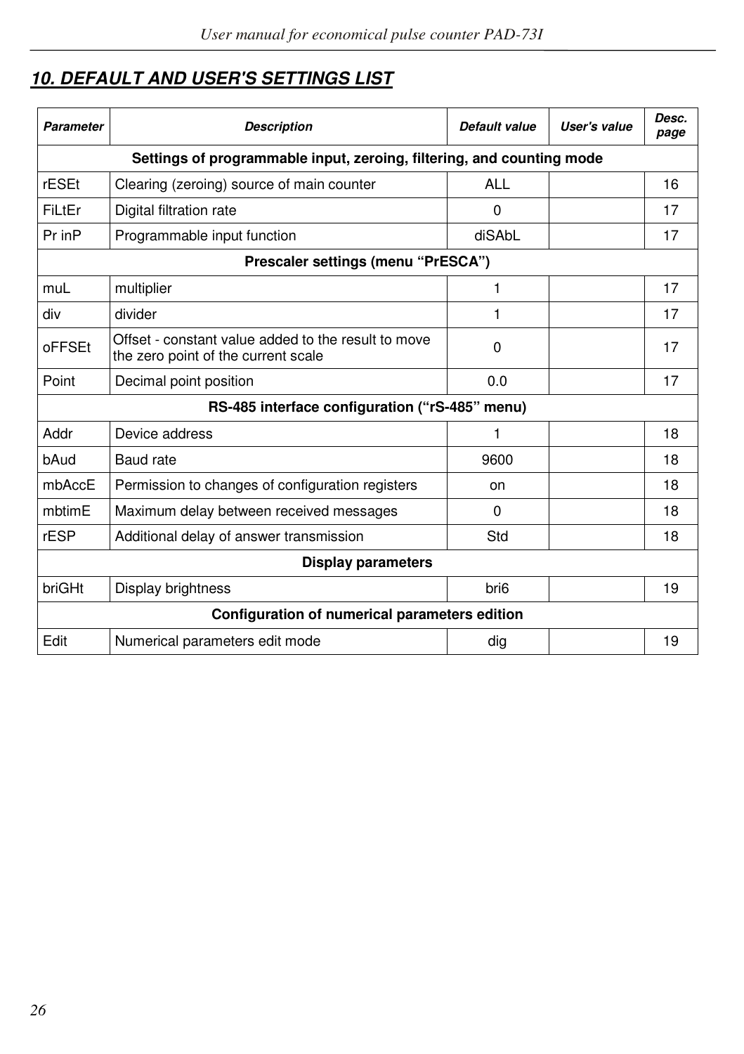## 10. DEFAULT AND USER'S SETTINGS LIST

| Parameter | Description | Default value | User's value | Desc. page |
|---|---|---|---|---|
| **Settings of programmable input, zeroing, filtering, and counting mode** | | | | |
| rESEt | Clearing (zeroing) source of main counter | ALL | | 16 |
| FiLtEr | Digital filtration rate | 0 | | 17 |
| Pr inP | Programmable input function | diSAbL | | 17 |
| **Prescaler settings (menu "PrESCA")** | | | | |
| muL | multiplier | 1 | | 17 |
| div | divider | 1 | | 17 |
| oFFSEt | Offset - constant value added to the result to move the zero point of the current scale | 0 | | 17 |
| Point | Decimal point position | 0.0 | | 17 |
| **RS-485 interface configuration ("rS-485" menu)** | | | | |
| Addr | Device address | 1 | | 18 |
| bAud | Baud rate | 9600 | | 18 |
| mbAccE | Permission to changes of configuration registers | on | | 18 |
| mbtimE | Maximum delay between received messages | 0 | | 18 |
| rESP | Additional delay of answer transmission | Std | | 18 |
| **Display parameters** | | | | |
| briGHt | Display brightness | bri6 | | 19 |
| **Configuration of numerical parameters edition** | | | | |
| Edit | Numerical parameters edit mode | dig | | 19 |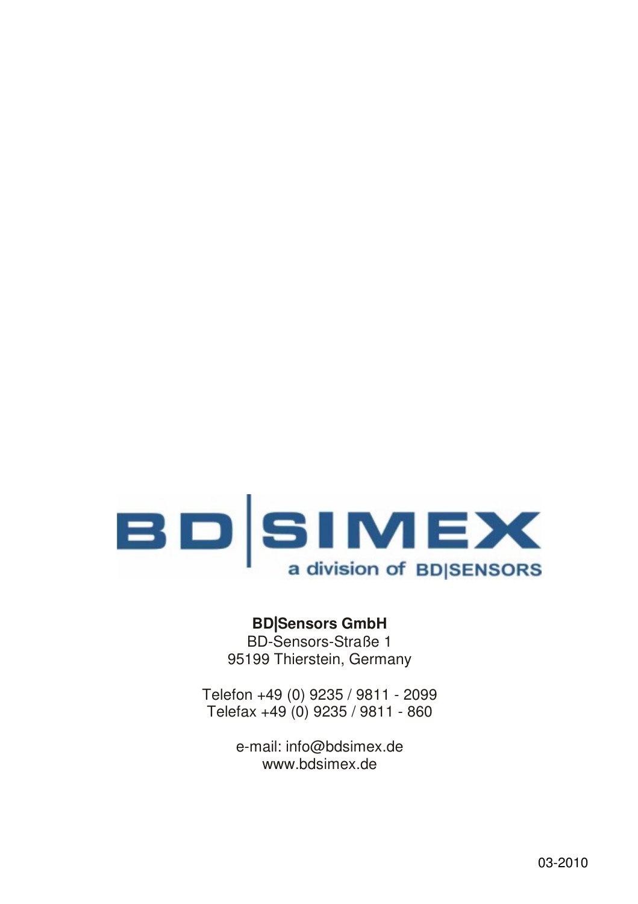BD|SIMEX

a division of BD|SENSORS

**BD|Sensors GmbH**
BD-Sensors-Straße 1
95199 Thierstein, Germany

Telefon +49 (0) 9235 / 9811 - 2099
Telefax +49 (0) 9235 / 9811 - 860

e-mail: info@bdsimex.de
www.bdsimex.de

03-2010